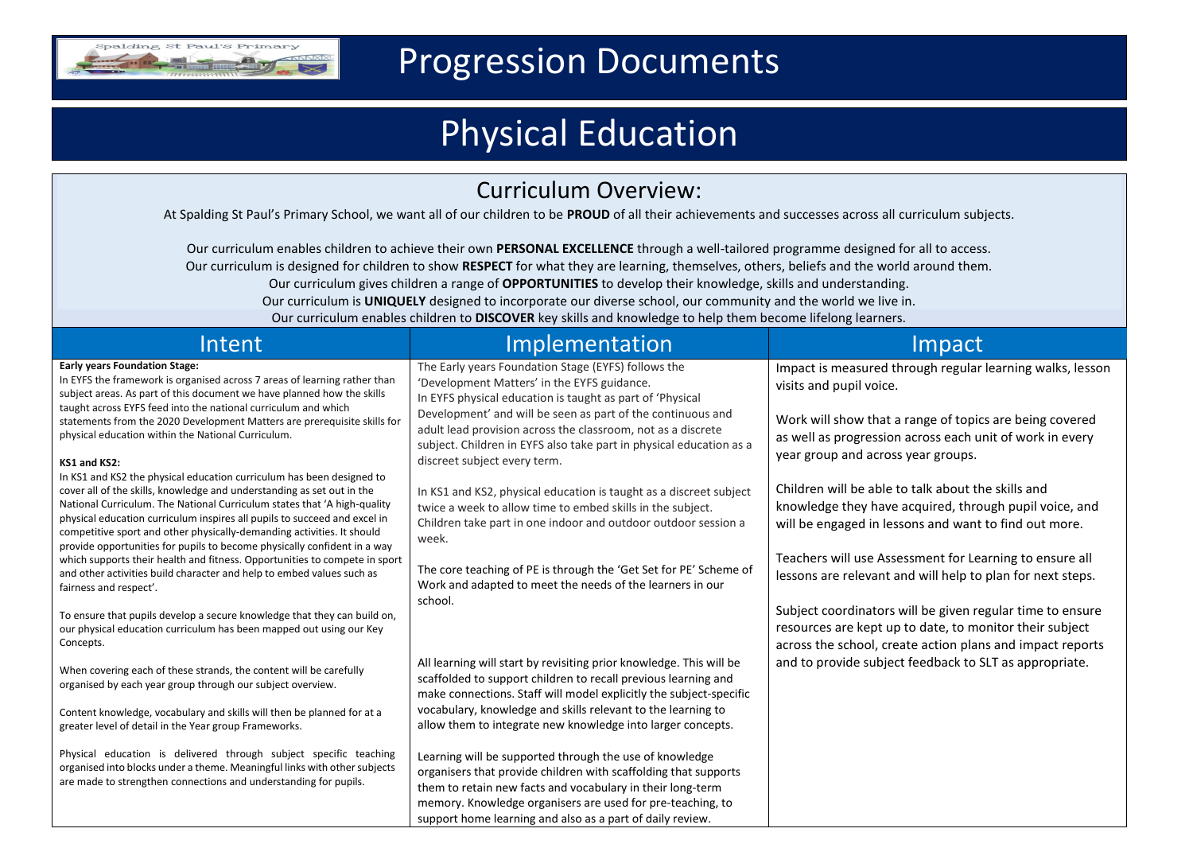# Progression Documents

# Physical Education

## Curriculum Overview:

At Spalding St Paul's Primary School, we want all of our children to be **PROUD** of all their achievements and successes across all curriculum subjects.

Our curriculum enables children to achieve their own **PERSONAL EXCELLENCE** through a well-tailored programme designed for all to access.
Our curriculum is designed for children to show **RESPECT** for what they are learning, themselves, others, beliefs and the world around them.
Our curriculum gives children a range of **OPPORTUNITIES** to develop their knowledge, skills and understanding.
Our curriculum is **UNIQUELY** designed to incorporate our diverse school, our community and the world we live in.
Our curriculum enables children to **DISCOVER** key skills and knowledge to help them become lifelong learners.

## Intent

**Early years Foundation Stage:**
In EYFS the framework is organised across 7 areas of learning rather than subject areas. As part of this document we have planned how the skills taught across EYFS feed into the national curriculum and which statements from the 2020 Development Matters are prerequisite skills for physical education within the National Curriculum.

**KS1 and KS2:**
In KS1 and KS2 the physical education curriculum has been designed to cover all of the skills, knowledge and understanding as set out in the National Curriculum. The National Curriculum states that 'A high-quality physical education curriculum inspires all pupils to succeed and excel in competitive sport and other physically-demanding activities. It should provide opportunities for pupils to become physically confident in a way which supports their health and fitness. Opportunities to compete in sport and other activities build character and help to embed values such as fairness and respect'.

To ensure that pupils develop a secure knowledge that they can build on, our physical education curriculum has been mapped out using our Key Concepts.

When covering each of these strands, the content will be carefully organised by each year group through our subject overview.

Content knowledge, vocabulary and skills will then be planned for at a greater level of detail in the Year group Frameworks.

Physical education is delivered through subject specific teaching organised into blocks under a theme. Meaningful links with other subjects are made to strengthen connections and understanding for pupils.

## Implementation

The Early years Foundation Stage (EYFS) follows the 'Development Matters' in the EYFS guidance.
In EYFS physical education is taught as part of 'Physical Development' and will be seen as part of the continuous and adult lead provision across the classroom, not as a discrete subject. Children in EYFS also take part in physical education as a discreet subject every term.

In KS1 and KS2, physical education is taught as a discreet subject twice a week to allow time to embed skills in the subject. Children take part in one indoor and outdoor outdoor session a week.

The core teaching of PE is through the 'Get Set for PE' Scheme of Work and adapted to meet the needs of the learners in our school.

All learning will start by revisiting prior knowledge. This will be scaffolded to support children to recall previous learning and make connections. Staff will model explicitly the subject-specific vocabulary, knowledge and skills relevant to the learning to allow them to integrate new knowledge into larger concepts.

Learning will be supported through the use of knowledge organisers that provide children with scaffolding that supports them to retain new facts and vocabulary in their long-term memory. Knowledge organisers are used for pre-teaching, to support home learning and also as a part of daily review.

## Impact

Impact is measured through regular learning walks, lesson visits and pupil voice.

Work will show that a range of topics are being covered as well as progression across each unit of work in every year group and across year groups.

Children will be able to talk about the skills and knowledge they have acquired, through pupil voice, and will be engaged in lessons and want to find out more.

Teachers will use Assessment for Learning to ensure all lessons are relevant and will help to plan for next steps.

Subject coordinators will be given regular time to ensure resources are kept up to date, to monitor their subject across the school, create action plans and impact reports and to provide subject feedback to SLT as appropriate.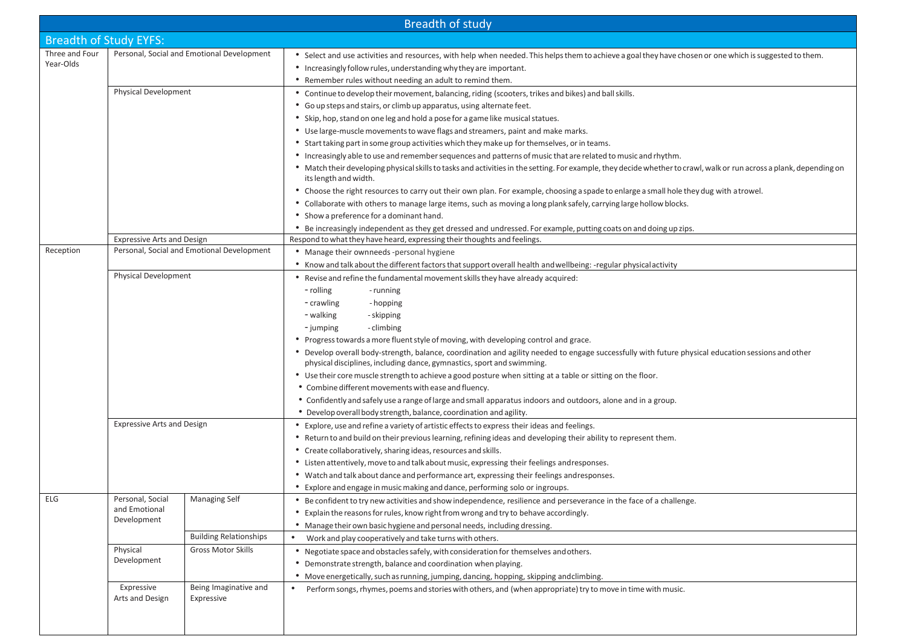# Breadth of study

## Breadth of Study EYFS:

| Age | Area | Sub-area | Content |
|---|---|---|---|
| Three and Four Year-Olds | Personal, Social and Emotional Development | | • Select and use activities and resources, with help when needed. This helps them to achieve a goal they have chosen or one which is suggested to them.<br>• Increasingly follow rules, understanding why they are important.<br>• Remember rules without needing an adult to remind them. |
| | Physical Development | | • Continue to develop their movement, balancing, riding (scooters, trikes and bikes) and ball skills.<br>• Go up steps and stairs, or climb up apparatus, using alternate feet.<br>• Skip, hop, stand on one leg and hold a pose for a game like musical statues.<br>• Use large-muscle movements to wave flags and streamers, paint and make marks.<br>• Start taking part in some group activities which they make up for themselves, or in teams.<br>• Increasingly able to use and remember sequences and patterns of music that are related to music and rhythm.<br>• Match their developing physical skills to tasks and activities in the setting. For example, they decide whether to crawl, walk or run across a plank, depending on its length and width.<br>• Choose the right resources to carry out their own plan. For example, choosing a spade to enlarge a small hole they dug with a trowel.<br>• Collaborate with others to manage large items, such as moving a long plank safely, carrying large hollow blocks.<br>• Show a preference for a dominant hand.<br>• Be increasingly independent as they get dressed and undressed. For example, putting coats on and doing up zips. |
| | Expressive Arts and Design | | Respond to what they have heard, expressing their thoughts and feelings. |
| Reception | Personal, Social and Emotional Development | | • Manage their own needs -personal hygiene<br>• Know and talk about the different factors that support overall health and wellbeing: -regular physical activity |
| | Physical Development | | • Revise and refine the fundamental movement skills they have already acquired:<br>- rolling - running<br>- crawling - hopping<br>- walking - skipping<br>- jumping - climbing<br>• Progress towards a more fluent style of moving, with developing control and grace.<br>• Develop overall body-strength, balance, coordination and agility needed to engage successfully with future physical education sessions and other physical disciplines, including dance, gymnastics, sport and swimming.<br>• Use their core muscle strength to achieve a good posture when sitting at a table or sitting on the floor.<br>• Combine different movements with ease and fluency.<br>• Confidently and safely use a range of large and small apparatus indoors and outdoors, alone and in a group.<br>• Develop overall body strength, balance, coordination and agility. |
| | Expressive Arts and Design | | • Explore, use and refine a variety of artistic effects to express their ideas and feelings.<br>• Return to and build on their previous learning, refining ideas and developing their ability to represent them.<br>• Create collaboratively, sharing ideas, resources and skills.<br>• Listen attentively, move to and talk about music, expressing their feelings and responses.<br>• Watch and talk about dance and performance art, expressing their feelings and responses.<br>• Explore and engage in music making and dance, performing solo or in groups. |
| ELG | Personal, Social and Emotional Development | Managing Self | • Be confident to try new activities and show independence, resilience and perseverance in the face of a challenge.<br>• Explain the reasons for rules, know right from wrong and try to behave accordingly.<br>• Manage their own basic hygiene and personal needs, including dressing. |
| | | Building Relationships | • Work and play cooperatively and take turns with others. |
| | Physical Development | Gross Motor Skills | • Negotiate space and obstacles safely, with consideration for themselves and others.<br>• Demonstrate strength, balance and coordination when playing.<br>• Move energetically, such as running, jumping, dancing, hopping, skipping and climbing. |
| | Expressive Arts and Design | Being Imaginative and Expressive | • Perform songs, rhymes, poems and stories with others, and (when appropriate) try to move in time with music. |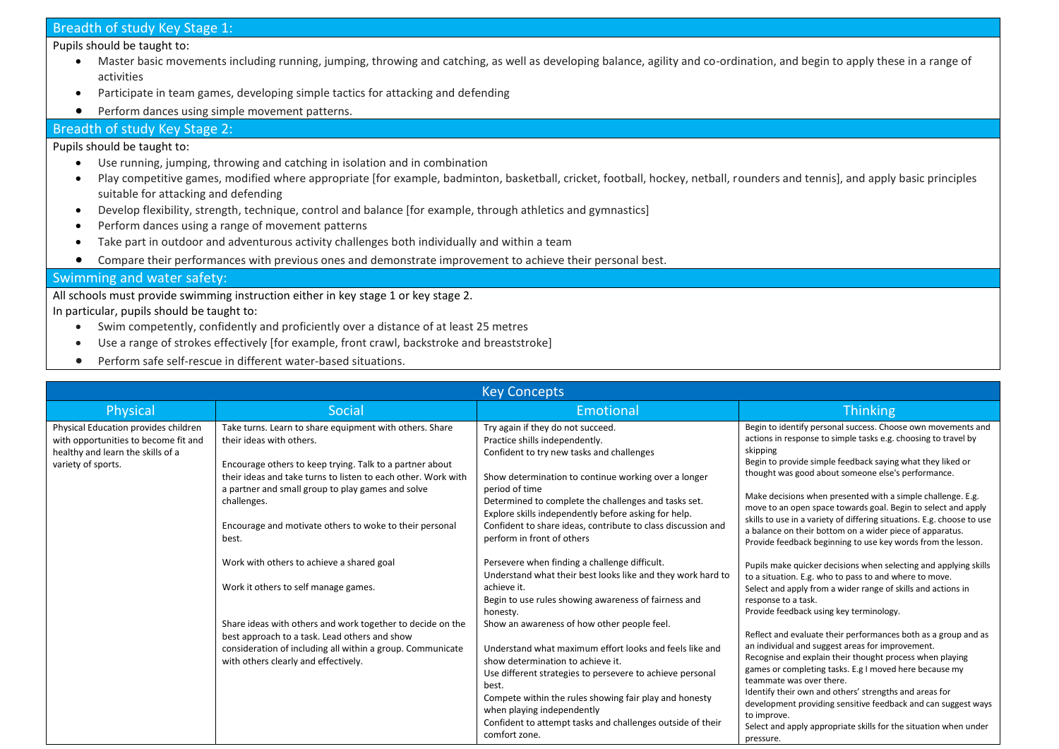## Breadth of study Key Stage 1:

Pupils should be taught to:

- Master basic movements including running, jumping, throwing and catching, as well as developing balance, agility and co-ordination, and begin to apply these in a range of activities
- Participate in team games, developing simple tactics for attacking and defending
- Perform dances using simple movement patterns.

## Breadth of study Key Stage 2:

Pupils should be taught to:

- Use running, jumping, throwing and catching in isolation and in combination
- Play competitive games, modified where appropriate [for example, badminton, basketball, cricket, football, hockey, netball, rounders and tennis], and apply basic principles suitable for attacking and defending
- Develop flexibility, strength, technique, control and balance [for example, through athletics and gymnastics]
- Perform dances using a range of movement patterns
- Take part in outdoor and adventurous activity challenges both individually and within a team
- Compare their performances with previous ones and demonstrate improvement to achieve their personal best.

## Swimming and water safety:

All schools must provide swimming instruction either in key stage 1 or key stage 2.

In particular, pupils should be taught to:

- Swim competently, confidently and proficiently over a distance of at least 25 metres
- Use a range of strokes effectively [for example, front crawl, backstroke and breaststroke]
- Perform safe self-rescue in different water-based situations.

## Key Concepts

| Physical | Social | Emotional | Thinking |
|---|---|---|---|
| Physical Education provides children with opportunities to become fit and healthy and learn the skills of a variety of sports. | Take turns. Learn to share equipment with others. Share their ideas with others.<br><br>Encourage others to keep trying. Talk to a partner about their ideas and take turns to listen to each other. Work with a partner and small group to play games and solve challenges.<br><br>Encourage and motivate others to woke to their personal best.<br><br>Work with others to achieve a shared goal<br><br>Work it others to self manage games.<br><br>Share ideas with others and work together to decide on the best approach to a task. Lead others and show consideration of including all within a group. Communicate with others clearly and effectively. | Try again if they do not succeed.<br>Practice shills independently.<br>Confident to try new tasks and challenges<br><br>Show determination to continue working over a longer period of time<br>Determined to complete the challenges and tasks set.<br>Explore skills independently before asking for help.<br>Confident to share ideas, contribute to class discussion and perform in front of others<br><br>Persevere when finding a challenge difficult.<br>Understand what their best looks like and they work hard to achieve it.<br>Begin to use rules showing awareness of fairness and honesty.<br>Show an awareness of how other people feel.<br><br>Understand what maximum effort looks and feels like and show determination to achieve it.<br>Use different strategies to persevere to achieve personal best.<br>Compete within the rules showing fair play and honesty when playing independently<br>Confident to attempt tasks and challenges outside of their comfort zone. | Begin to identify personal success. Choose own movements and actions in response to simple tasks e.g. choosing to travel by skipping<br>Begin to provide simple feedback saying what they liked or thought was good about someone else's performance.<br><br>Make decisions when presented with a simple challenge. E.g. move to an open space towards goal. Begin to select and apply skills to use in a variety of differing situations. E.g. choose to use a balance on their bottom on a wider piece of apparatus. Provide feedback beginning to use key words from the lesson.<br><br>Pupils make quicker decisions when selecting and applying skills to a situation. E.g. who to pass to and where to move.<br>Select and apply from a wider range of skills and actions in response to a task.<br>Provide feedback using key terminology.<br><br>Reflect and evaluate their performances both as a group and as an individual and suggest areas for improvement.<br>Recognise and explain their thought process when playing games or completing tasks. E.g I moved here because my teammate was over there.<br>Identify their own and others' strengths and areas for development providing sensitive feedback and can suggest ways to improve.<br>Select and apply appropriate skills for the situation when under pressure. |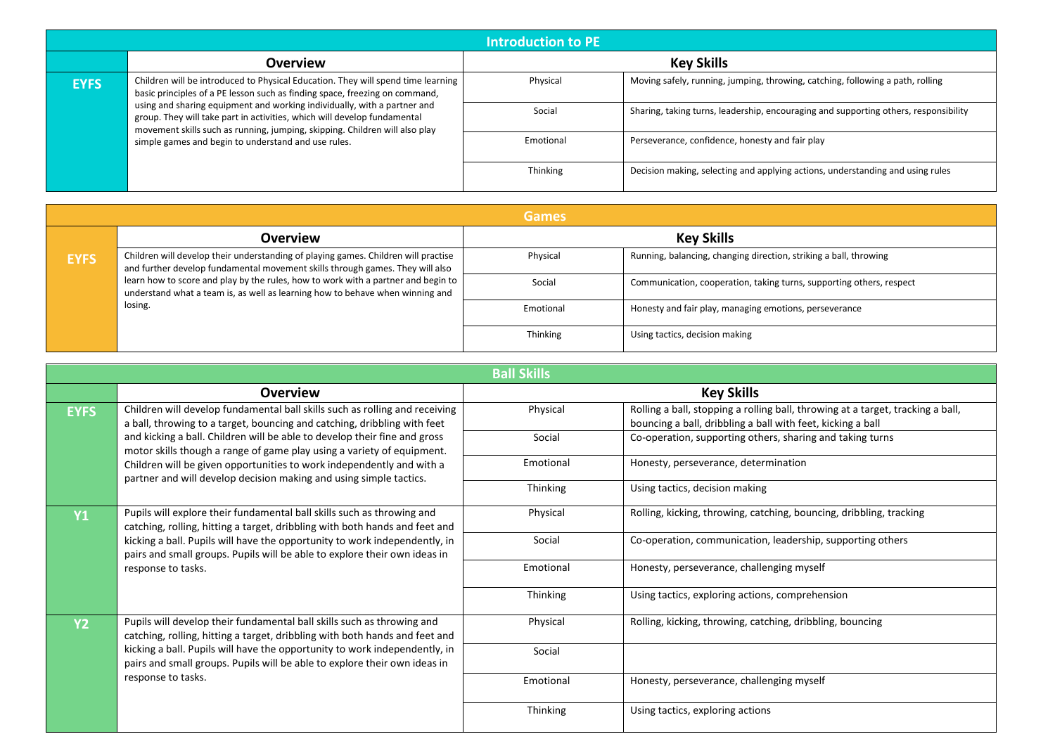## Introduction to PE

| | Overview | Key Skills | |
|---|---|---|---|
| **EYFS** | Children will be introduced to Physical Education. They will spend time learning basic principles of a PE lesson such as finding space, freezing on command, using and sharing equipment and working individually, with a partner and group. They will take part in activities, which will develop fundamental movement skills such as running, jumping, skipping. Children will also play simple games and begin to understand and use rules. | Physical | Moving safely, running, jumping, throwing, catching, following a path, rolling |
| | | Social | Sharing, taking turns, leadership, encouraging and supporting others, responsibility |
| | | Emotional | Perseverance, confidence, honesty and fair play |
| | | Thinking | Decision making, selecting and applying actions, understanding and using rules |

## Games

| | Overview | Key Skills | |
|---|---|---|---|
| **EYFS** | Children will develop their understanding of playing games. Children will practise and further develop fundamental movement skills through games. They will also learn how to score and play by the rules, how to work with a partner and begin to understand what a team is, as well as learning how to behave when winning and losing. | Physical | Running, balancing, changing direction, striking a ball, throwing |
| | | Social | Communication, cooperation, taking turns, supporting others, respect |
| | | Emotional | Honesty and fair play, managing emotions, perseverance |
| | | Thinking | Using tactics, decision making |

## Ball Skills

| | Overview | Key Skills | |
|---|---|---|---|
| **EYFS** | Children will develop fundamental ball skills such as rolling and receiving a ball, throwing to a target, bouncing and catching, dribbling with feet and kicking a ball. Children will be able to develop their fine and gross motor skills though a range of game play using a variety of equipment. Children will be given opportunities to work independently and with a partner and will develop decision making and using simple tactics. | Physical | Rolling a ball, stopping a rolling ball, throwing at a target, tracking a ball, bouncing a ball, dribbling a ball with feet, kicking a ball |
| | | Social | Co-operation, supporting others, sharing and taking turns |
| | | Emotional | Honesty, perseverance, determination |
| | | Thinking | Using tactics, decision making |
| **Y1** | Pupils will explore their fundamental ball skills such as throwing and catching, rolling, hitting a target, dribbling with both hands and feet and kicking a ball. Pupils will have the opportunity to work independently, in pairs and small groups. Pupils will be able to explore their own ideas in response to tasks. | Physical | Rolling, kicking, throwing, catching, bouncing, dribbling, tracking |
| | | Social | Co-operation, communication, leadership, supporting others |
| | | Emotional | Honesty, perseverance, challenging myself |
| | | Thinking | Using tactics, exploring actions, comprehension |
| **Y2** | Pupils will develop their fundamental ball skills such as throwing and catching, rolling, hitting a target, dribbling with both hands and feet and kicking a ball. Pupils will have the opportunity to work independently, in pairs and small groups. Pupils will be able to explore their own ideas in response to tasks. | Physical | Rolling, kicking, throwing, catching, dribbling, bouncing |
| | | Social | |
| | | Emotional | Honesty, perseverance, challenging myself |
| | | Thinking | Using tactics, exploring actions |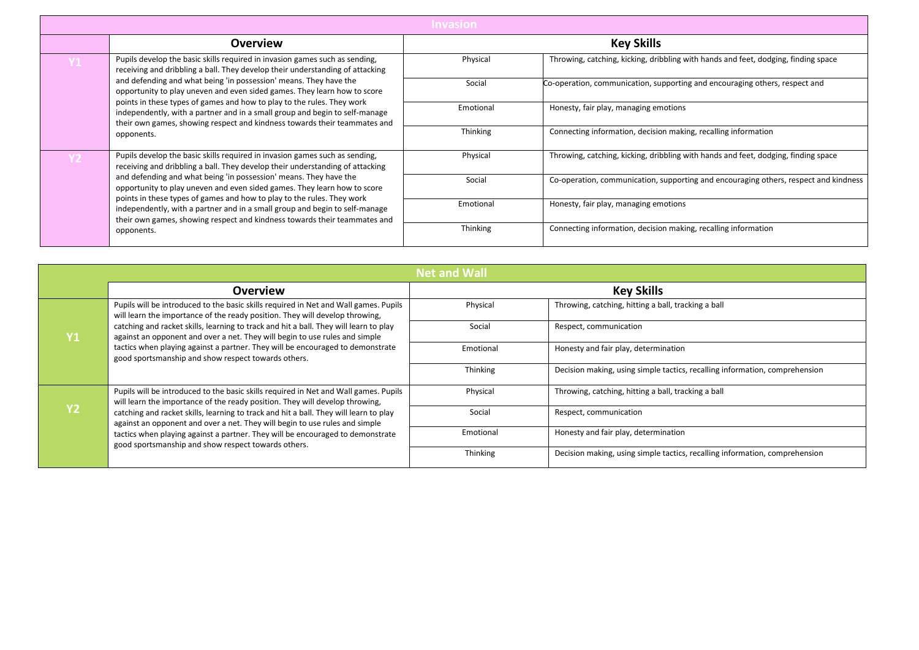## Invasion

| | Overview | Key Skills | |
|---|---|---|---|
| **Y1** | Pupils develop the basic skills required in invasion games such as sending, receiving and dribbling a ball. They develop their understanding of attacking and defending and what being 'in possession' means. They have the opportunity to play uneven and even sided games. They learn how to score points in these types of games and how to play to the rules. They work independently, with a partner and in a small group and begin to self-manage their own games, showing respect and kindness towards their teammates and opponents. | Physical | Throwing, catching, kicking, dribbling with hands and feet, dodging, finding space |
| | | Social | Co-operation, communication, supporting and encouraging others, respect and |
| | | Emotional | Honesty, fair play, managing emotions |
| | | Thinking | Connecting information, decision making, recalling information |
| **Y2** | Pupils develop the basic skills required in invasion games such as sending, receiving and dribbling a ball. They develop their understanding of attacking and defending and what being 'in possession' means. They have the opportunity to play uneven and even sided games. They learn how to score points in these types of games and how to play to the rules. They work independently, with a partner and in a small group and begin to self-manage their own games, showing respect and kindness towards their teammates and opponents. | Physical | Throwing, catching, kicking, dribbling with hands and feet, dodging, finding space |
| | | Social | Co-operation, communication, supporting and encouraging others, respect and kindness |
| | | Emotional | Honesty, fair play, managing emotions |
| | | Thinking | Connecting information, decision making, recalling information |

## Net and Wall

| | Overview | Key Skills | |
|---|---|---|---|
| **Y1** | Pupils will be introduced to the basic skills required in Net and Wall games. Pupils will learn the importance of the ready position. They will develop throwing, catching and racket skills, learning to track and hit a ball. They will learn to play against an opponent and over a net. They will begin to use rules and simple tactics when playing against a partner. They will be encouraged to demonstrate good sportsmanship and show respect towards others. | Physical | Throwing, catching, hitting a ball, tracking a ball |
| | | Social | Respect, communication |
| | | Emotional | Honesty and fair play, determination |
| | | Thinking | Decision making, using simple tactics, recalling information, comprehension |
| **Y2** | Pupils will be introduced to the basic skills required in Net and Wall games. Pupils will learn the importance of the ready position. They will develop throwing, catching and racket skills, learning to track and hit a ball. They will learn to play against an opponent and over a net. They will begin to use rules and simple tactics when playing against a partner. They will be encouraged to demonstrate good sportsmanship and show respect towards others. | Physical | Throwing, catching, hitting a ball, tracking a ball |
| | | Social | Respect, communication |
| | | Emotional | Honesty and fair play, determination |
| | | Thinking | Decision making, using simple tactics, recalling information, comprehension |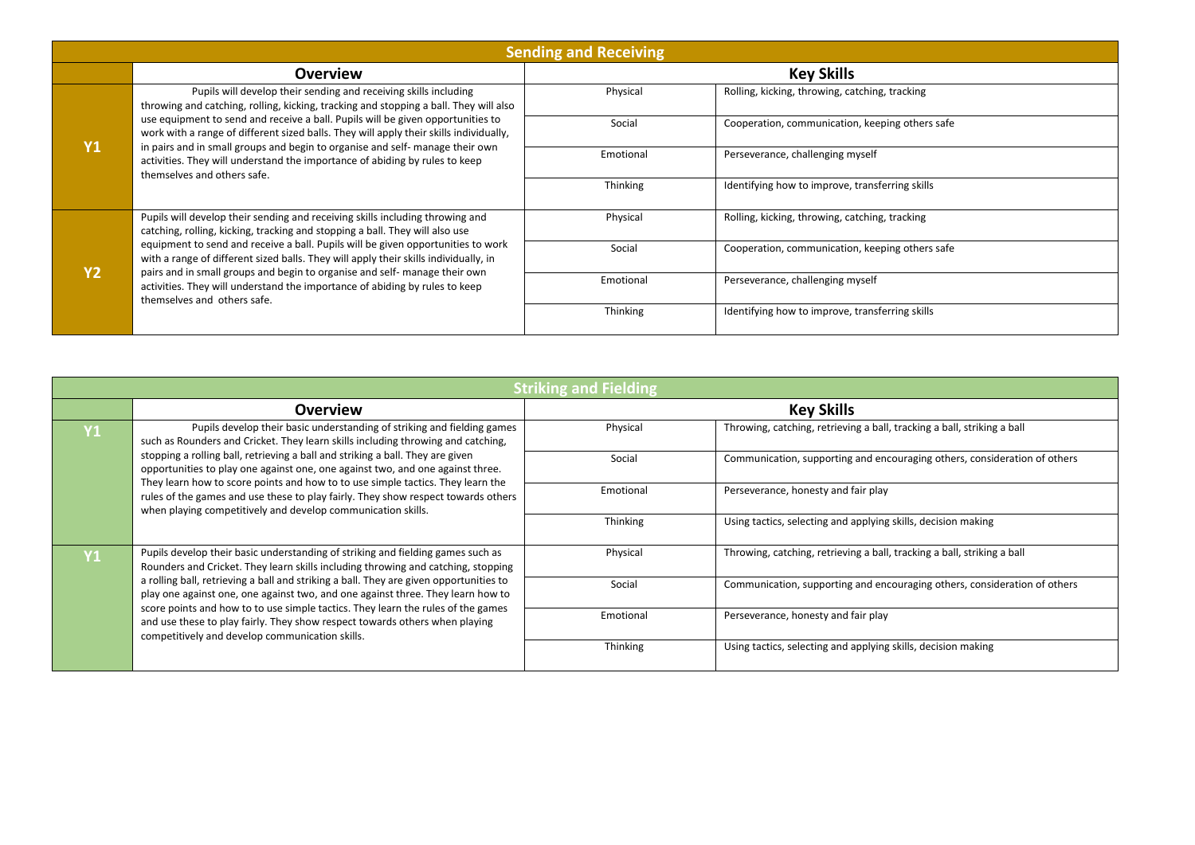## Sending and Receiving

| | Overview | Key Skills | |
|---|---|---|---|
| **Y1** | Pupils will develop their sending and receiving skills including throwing and catching, rolling, kicking, tracking and stopping a ball. They will also use equipment to send and receive a ball. Pupils will be given opportunities to work with a range of different sized balls. They will apply their skills individually, in pairs and in small groups and begin to organise and self- manage their own activities. They will understand the importance of abiding by rules to keep themselves and others safe. | Physical | Rolling, kicking, throwing, catching, tracking |
| | | Social | Cooperation, communication, keeping others safe |
| | | Emotional | Perseverance, challenging myself |
| | | Thinking | Identifying how to improve, transferring skills |
| **Y2** | Pupils will develop their sending and receiving skills including throwing and catching, rolling, kicking, tracking and stopping a ball. They will also use equipment to send and receive a ball. Pupils will be given opportunities to work with a range of different sized balls. They will apply their skills individually, in pairs and in small groups and begin to organise and self- manage their own activities. They will understand the importance of abiding by rules to keep themselves and others safe. | Physical | Rolling, kicking, throwing, catching, tracking |
| | | Social | Cooperation, communication, keeping others safe |
| | | Emotional | Perseverance, challenging myself |
| | | Thinking | Identifying how to improve, transferring skills |

## Striking and Fielding

| | Overview | Key Skills | |
|---|---|---|---|
| **Y1** | Pupils develop their basic understanding of striking and fielding games such as Rounders and Cricket. They learn skills including throwing and catching, stopping a rolling ball, retrieving a ball and striking a ball. They are given opportunities to play one against one, one against two, and one against three. They learn how to score points and how to to use simple tactics. They learn the rules of the games and use these to play fairly. They show respect towards others when playing competitively and develop communication skills. | Physical | Throwing, catching, retrieving a ball, tracking a ball, striking a ball |
| | | Social | Communication, supporting and encouraging others, consideration of others |
| | | Emotional | Perseverance, honesty and fair play |
| | | Thinking | Using tactics, selecting and applying skills, decision making |
| **Y1** | Pupils develop their basic understanding of striking and fielding games such as Rounders and Cricket. They learn skills including throwing and catching, stopping a rolling ball, retrieving a ball and striking a ball. They are given opportunities to play one against one, one against two, and one against three. They learn how to score points and how to to use simple tactics. They learn the rules of the games and use these to play fairly. They show respect towards others when playing competitively and develop communication skills. | Physical | Throwing, catching, retrieving a ball, tracking a ball, striking a ball |
| | | Social | Communication, supporting and encouraging others, consideration of others |
| | | Emotional | Perseverance, honesty and fair play |
| | | Thinking | Using tactics, selecting and applying skills, decision making |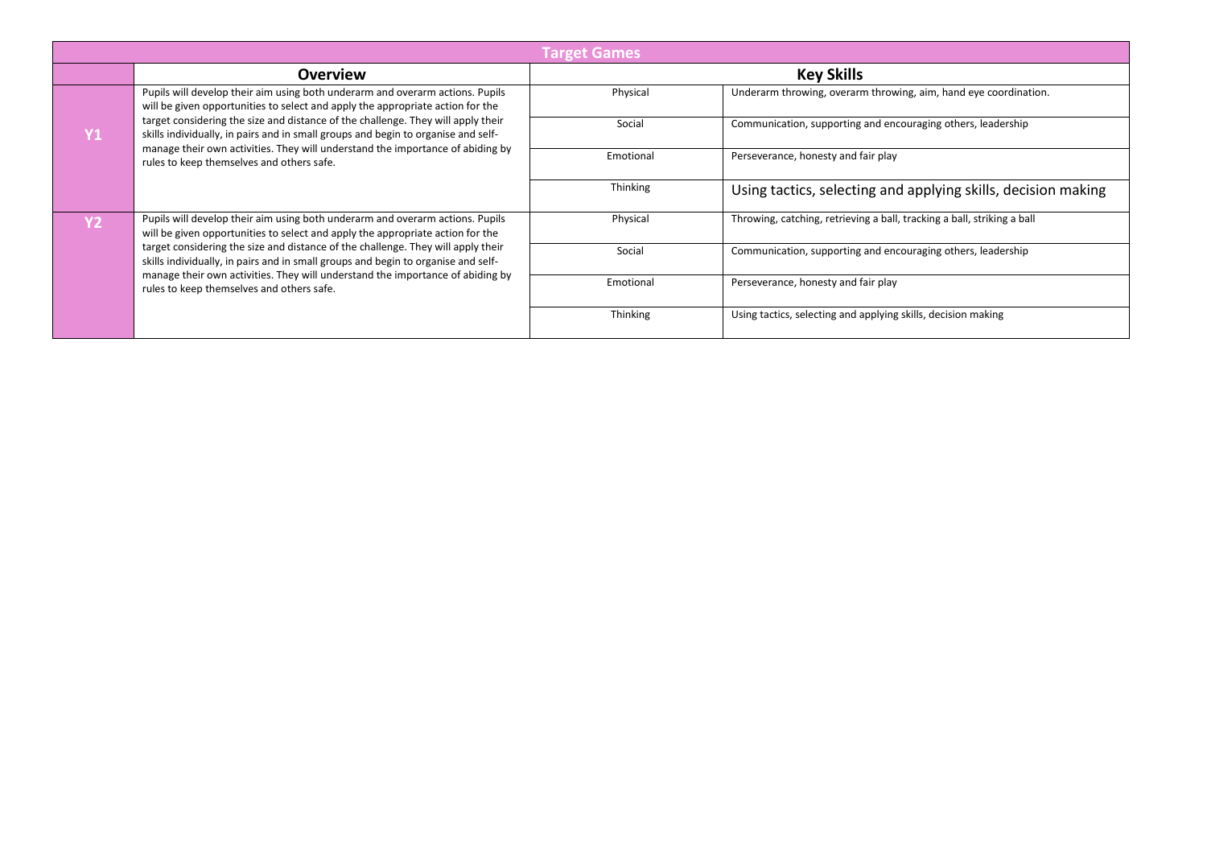| Target Games | | | |
|---|---|---|---|
| | **Overview** | **Key Skills** | |
| **Y1** | Pupils will develop their aim using both underarm and overarm actions. Pupils will be given opportunities to select and apply the appropriate action for the target considering the size and distance of the challenge. They will apply their skills individually, in pairs and in small groups and begin to organise and self-manage their own activities. They will understand the importance of abiding by rules to keep themselves and others safe. | Physical | Underarm throwing, overarm throwing, aim, hand eye coordination. |
| | | Social | Communication, supporting and encouraging others, leadership |
| | | Emotional | Perseverance, honesty and fair play |
| | | Thinking | Using tactics, selecting and applying skills, decision making |
| **Y2** | Pupils will develop their aim using both underarm and overarm actions. Pupils will be given opportunities to select and apply the appropriate action for the target considering the size and distance of the challenge. They will apply their skills individually, in pairs and in small groups and begin to organise and self-manage their own activities. They will understand the importance of abiding by rules to keep themselves and others safe. | Physical | Throwing, catching, retrieving a ball, tracking a ball, striking a ball |
| | | Social | Communication, supporting and encouraging others, leadership |
| | | Emotional | Perseverance, honesty and fair play |
| | | Thinking | Using tactics, selecting and applying skills, decision making |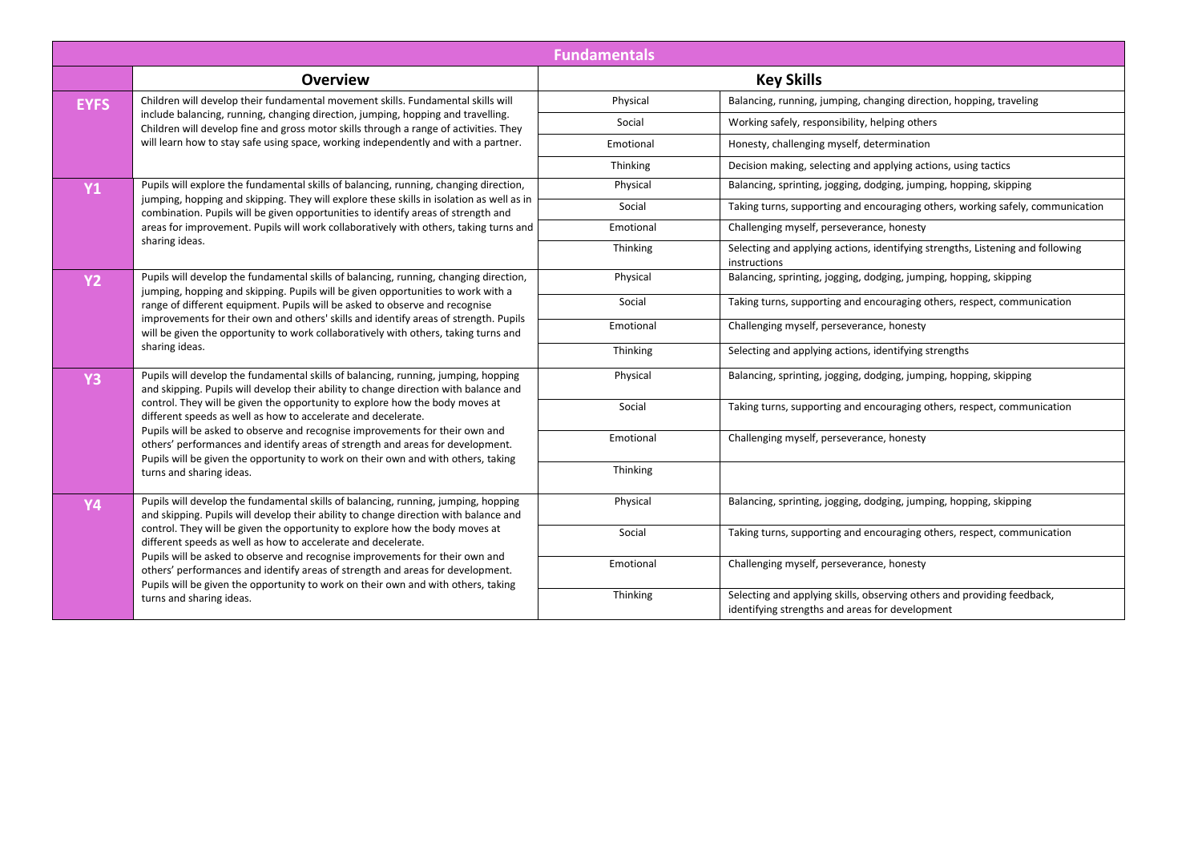## Fundamentals

| | Overview | Key Skills | |
|---|---|---|---|
| **EYFS** | Children will develop their fundamental movement skills. Fundamental skills will include balancing, running, changing direction, jumping, hopping and travelling. Children will develop fine and gross motor skills through a range of activities. They will learn how to stay safe using space, working independently and with a partner. | Physical | Balancing, running, jumping, changing direction, hopping, traveling |
| | | Social | Working safely, responsibility, helping others |
| | | Emotional | Honesty, challenging myself, determination |
| | | Thinking | Decision making, selecting and applying actions, using tactics |
| **Y1** | Pupils will explore the fundamental skills of balancing, running, changing direction, jumping, hopping and skipping. They will explore these skills in isolation as well as in combination. Pupils will be given opportunities to identify areas of strength and areas for improvement. Pupils will work collaboratively with others, taking turns and sharing ideas. | Physical | Balancing, sprinting, jogging, dodging, jumping, hopping, skipping |
| | | Social | Taking turns, supporting and encouraging others, working safely, communication |
| | | Emotional | Challenging myself, perseverance, honesty |
| | | Thinking | Selecting and applying actions, identifying strengths, Listening and following instructions |
| **Y2** | Pupils will develop the fundamental skills of balancing, running, changing direction, jumping, hopping and skipping. Pupils will be given opportunities to work with a range of different equipment. Pupils will be asked to observe and recognise improvements for their own and others' skills and identify areas of strength. Pupils will be given the opportunity to work collaboratively with others, taking turns and sharing ideas. | Physical | Balancing, sprinting, jogging, dodging, jumping, hopping, skipping |
| | | Social | Taking turns, supporting and encouraging others, respect, communication |
| | | Emotional | Challenging myself, perseverance, honesty |
| | | Thinking | Selecting and applying actions, identifying strengths |
| **Y3** | Pupils will develop the fundamental skills of balancing, running, jumping, hopping and skipping. Pupils will develop their ability to change direction with balance and control. They will be given the opportunity to explore how the body moves at different speeds as well as how to accelerate and decelerate. Pupils will be asked to observe and recognise improvements for their own and others' performances and identify areas of strength and areas for development. Pupils will be given the opportunity to work on their own and with others, taking turns and sharing ideas. | Physical | Balancing, sprinting, jogging, dodging, jumping, hopping, skipping |
| | | Social | Taking turns, supporting and encouraging others, respect, communication |
| | | Emotional | Challenging myself, perseverance, honesty |
| | | Thinking | |
| **Y4** | Pupils will develop the fundamental skills of balancing, running, jumping, hopping and skipping. Pupils will develop their ability to change direction with balance and control. They will be given the opportunity to explore how the body moves at different speeds as well as how to accelerate and decelerate. Pupils will be asked to observe and recognise improvements for their own and others' performances and identify areas of strength and areas for development. Pupils will be given the opportunity to work on their own and with others, taking turns and sharing ideas. | Physical | Balancing, sprinting, jogging, dodging, jumping, hopping, skipping |
| | | Social | Taking turns, supporting and encouraging others, respect, communication |
| | | Emotional | Challenging myself, perseverance, honesty |
| | | Thinking | Selecting and applying skills, observing others and providing feedback, identifying strengths and areas for development |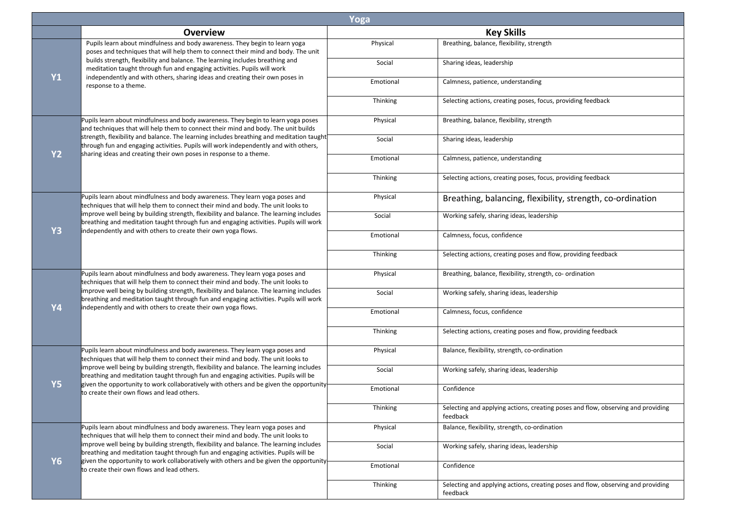# Yoga

| | Overview | Key Skills | |
|---|---|---|---|
| **Y1** | Pupils learn about mindfulness and body awareness. They begin to learn yoga poses and techniques that will help them to connect their mind and body. The unit builds strength, flexibility and balance. The learning includes breathing and meditation taught through fun and engaging activities. Pupils will work independently and with others, sharing ideas and creating their own poses in response to a theme. | Physical | Breathing, balance, flexibility, strength |
| | | Social | Sharing ideas, leadership |
| | | Emotional | Calmness, patience, understanding |
| | | Thinking | Selecting actions, creating poses, focus, providing feedback |
| **Y2** | Pupils learn about mindfulness and body awareness. They begin to learn yoga poses and techniques that will help them to connect their mind and body. The unit builds strength, flexibility and balance. The learning includes breathing and meditation taught through fun and engaging activities. Pupils will work independently and with others, sharing ideas and creating their own poses in response to a theme. | Physical | Breathing, balance, flexibility, strength |
| | | Social | Sharing ideas, leadership |
| | | Emotional | Calmness, patience, understanding |
| | | Thinking | Selecting actions, creating poses, focus, providing feedback |
| **Y3** | Pupils learn about mindfulness and body awareness. They learn yoga poses and techniques that will help them to connect their mind and body. The unit looks to improve well being by building strength, flexibility and balance. The learning includes breathing and meditation taught through fun and engaging activities. Pupils will work independently and with others to create their own yoga flows. | Physical | Breathing, balancing, flexibility, strength, co-ordination |
| | | Social | Working safely, sharing ideas, leadership |
| | | Emotional | Calmness, focus, confidence |
| | | Thinking | Selecting actions, creating poses and flow, providing feedback |
| **Y4** | Pupils learn about mindfulness and body awareness. They learn yoga poses and techniques that will help them to connect their mind and body. The unit looks to improve well being by building strength, flexibility and balance. The learning includes breathing and meditation taught through fun and engaging activities. Pupils will work independently and with others to create their own yoga flows. | Physical | Breathing, balance, flexibility, strength, co- ordination |
| | | Social | Working safely, sharing ideas, leadership |
| | | Emotional | Calmness, focus, confidence |
| | | Thinking | Selecting actions, creating poses and flow, providing feedback |
| **Y5** | Pupils learn about mindfulness and body awareness. They learn yoga poses and techniques that will help them to connect their mind and body. The unit looks to improve well being by building strength, flexibility and balance. The learning includes breathing and meditation taught through fun and engaging activities. Pupils will be given the opportunity to work collaboratively with others and be given the opportunity to create their own flows and lead others. | Physical | Balance, flexibility, strength, co-ordination |
| | | Social | Working safely, sharing ideas, leadership |
| | | Emotional | Confidence |
| | | Thinking | Selecting and applying actions, creating poses and flow, observing and providing feedback |
| **Y6** | Pupils learn about mindfulness and body awareness. They learn yoga poses and techniques that will help them to connect their mind and body. The unit looks to improve well being by building strength, flexibility and balance. The learning includes breathing and meditation taught through fun and engaging activities. Pupils will be given the opportunity to work collaboratively with others and be given the opportunity to create their own flows and lead others. | Physical | Balance, flexibility, strength, co-ordination |
| | | Social | Working safely, sharing ideas, leadership |
| | | Emotional | Confidence |
| | | Thinking | Selecting and applying actions, creating poses and flow, observing and providing feedback |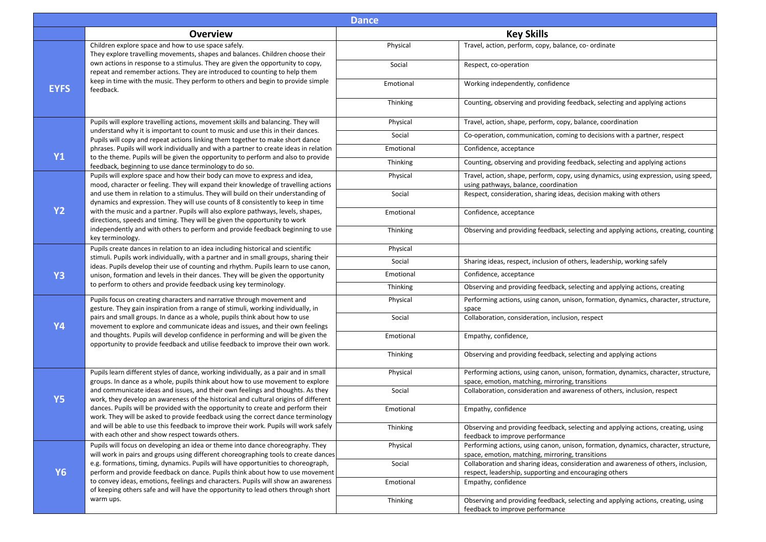## Dance

| | Overview | Key Skills | |
|---|---|---|---|
| **EYFS** | Children explore space and how to use space safely. They explore travelling movements, shapes and balances. Children choose their own actions in response to a stimulus. They are given the opportunity to copy, repeat and remember actions. They are introduced to counting to help them keep in time with the music. They perform to others and begin to provide simple feedback. | Physical | Travel, action, perform, copy, balance, co- ordinate |
| | | Social | Respect, co-operation |
| | | Emotional | Working independently, confidence |
| | | Thinking | Counting, observing and providing feedback, selecting and applying actions |
| **Y1** | Pupils will explore travelling actions, movement skills and balancing. They will understand why it is important to count to music and use this in their dances. Pupils will copy and repeat actions linking them together to make short dance phrases. Pupils will work individually and with a partner to create ideas in relation to the theme. Pupils will be given the opportunity to perform and also to provide feedback, beginning to use dance terminology to do so. | Physical | Travel, action, shape, perform, copy, balance, coordination |
| | | Social | Co-operation, communication, coming to decisions with a partner, respect |
| | | Emotional | Confidence, acceptance |
| | | Thinking | Counting, observing and providing feedback, selecting and applying actions |
| **Y2** | Pupils will explore space and how their body can move to express and idea, mood, character or feeling. They will expand their knowledge of travelling actions and use them in relation to a stimulus. They will build on their understanding of dynamics and expression. They will use counts of 8 consistently to keep in time with the music and a partner. Pupils will also explore pathways, levels, shapes, directions, speeds and timing. They will be given the opportunity to work independently and with others to perform and provide feedback beginning to use key terminology. | Physical | Travel, action, shape, perform, copy, using dynamics, using expression, using speed, using pathways, balance, coordination |
| | | Social | Respect, consideration, sharing ideas, decision making with others |
| | | Emotional | Confidence, acceptance |
| | | Thinking | Observing and providing feedback, selecting and applying actions, creating, counting |
| **Y3** | Pupils create dances in relation to an idea including historical and scientific stimuli. Pupils work individually, with a partner and in small groups, sharing their ideas. Pupils develop their use of counting and rhythm. Pupils learn to use canon, unison, formation and levels in their dances. They will be given the opportunity to perform to others and provide feedback using key terminology. | Physical | |
| | | Social | Sharing ideas, respect, inclusion of others, leadership, working safely |
| | | Emotional | Confidence, acceptance |
| | | Thinking | Observing and providing feedback, selecting and applying actions, creating |
| **Y4** | Pupils focus on creating characters and narrative through movement and gesture. They gain inspiration from a range of stimuli, working individually, in pairs and small groups. In dance as a whole, pupils think about how to use movement to explore and communicate ideas and issues, and their own feelings and thoughts. Pupils will develop confidence in performing and will be given the opportunity to provide feedback and utilise feedback to improve their own work. | Physical | Performing actions, using canon, unison, formation, dynamics, character, structure, space |
| | | Social | Collaboration, consideration, inclusion, respect |
| | | Emotional | Empathy, confidence, |
| | | Thinking | Observing and providing feedback, selecting and applying actions |
| **Y5** | Pupils learn different styles of dance, working individually, as a pair and in small groups. In dance as a whole, pupils think about how to use movement to explore and communicate ideas and issues, and their own feelings and thoughts. As they work, they develop an awareness of the historical and cultural origins of different dances. Pupils will be provided with the opportunity to create and perform their work. They will be asked to provide feedback using the correct dance terminology and will be able to use this feedback to improve their work. Pupils will work safely with each other and show respect towards others. | Physical | Performing actions, using canon, unison, formation, dynamics, character, structure, space, emotion, matching, mirroring, transitions |
| | | Social | Collaboration, consideration and awareness of others, inclusion, respect |
| | | Emotional | Empathy, confidence |
| | | Thinking | Observing and providing feedback, selecting and applying actions, creating, using feedback to improve performance |
| **Y6** | Pupils will focus on developing an idea or theme into dance choreography. They will work in pairs and groups using different choreographing tools to create dances e.g. formations, timing, dynamics. Pupils will have opportunities to choreograph, perform and provide feedback on dance. Pupils think about how to use movement to convey ideas, emotions, feelings and characters. Pupils will show an awareness of keeping others safe and will have the opportunity to lead others through short warm ups. | Physical | Performing actions, using canon, unison, formation, dynamics, character, structure, space, emotion, matching, mirroring, transitions |
| | | Social | Collaboration and sharing ideas, consideration and awareness of others, inclusion, respect, leadership, supporting and encouraging others |
| | | Emotional | Empathy, confidence |
| | | Thinking | Observing and providing feedback, selecting and applying actions, creating, using feedback to improve performance |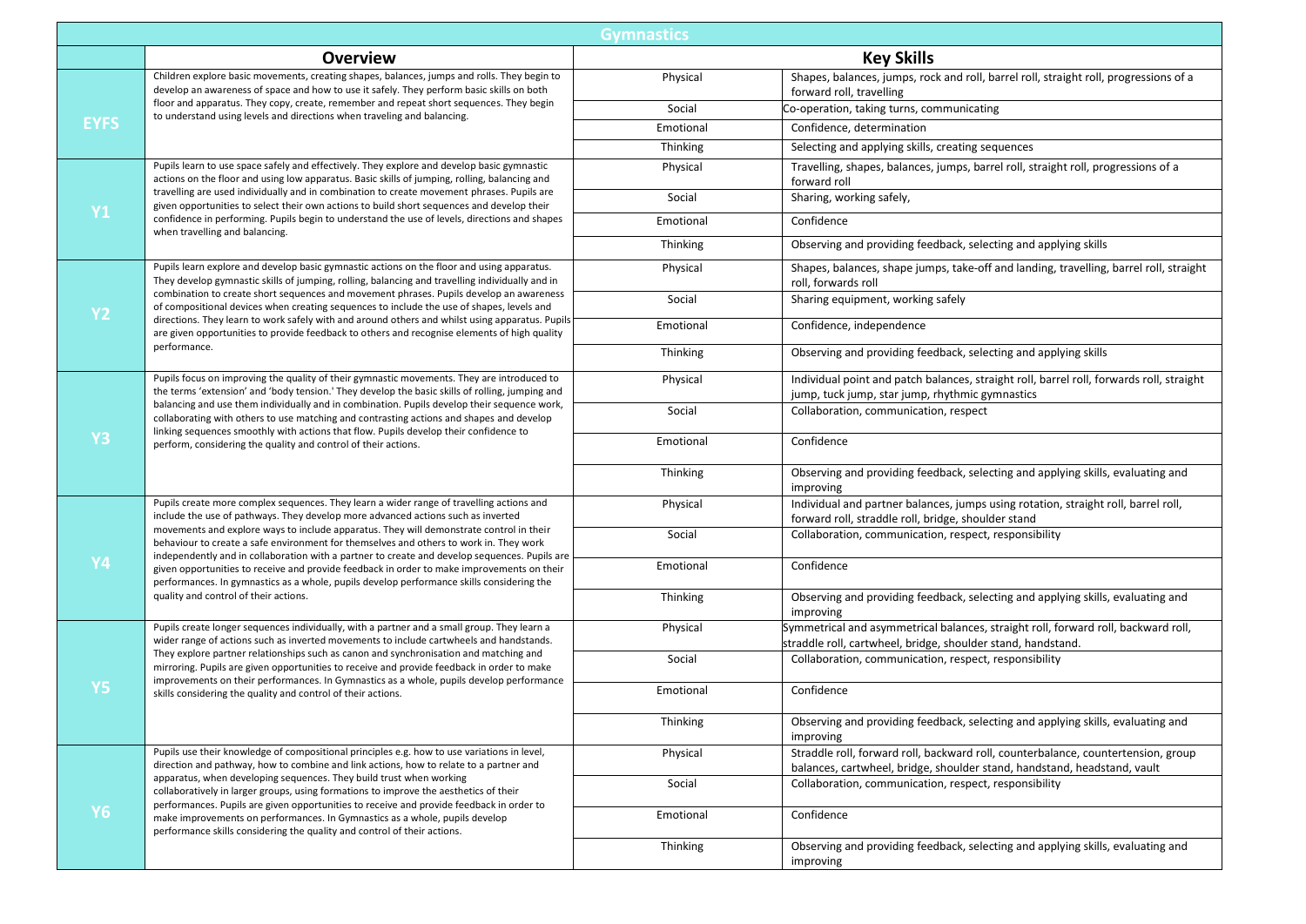# Gymnastics

| | Overview | Key Skills | |
|---|---|---|---|
| **EYFS** | Children explore basic movements, creating shapes, balances, jumps and rolls. They begin to develop an awareness of space and how to use it safely. They perform basic skills on both floor and apparatus. They copy, create, remember and repeat short sequences. They begin to understand using levels and directions when traveling and balancing. | Physical | Shapes, balances, jumps, rock and roll, barrel roll, straight roll, progressions of a forward roll, travelling |
| | | Social | Co-operation, taking turns, communicating |
| | | Emotional | Confidence, determination |
| | | Thinking | Selecting and applying skills, creating sequences |
| **Y1** | Pupils learn to use space safely and effectively. They explore and develop basic gymnastic actions on the floor and using low apparatus. Basic skills of jumping, rolling, balancing and travelling are used individually and in combination to create movement phrases. Pupils are given opportunities to select their own actions to build short sequences and develop their confidence in performing. Pupils begin to understand the use of levels, directions and shapes when travelling and balancing. | Physical | Travelling, shapes, balances, jumps, barrel roll, straight roll, progressions of a forward roll |
| | | Social | Sharing, working safely, |
| | | Emotional | Confidence |
| | | Thinking | Observing and providing feedback, selecting and applying skills |
| **Y2** | Pupils learn explore and develop basic gymnastic actions on the floor and using apparatus. They develop gymnastic skills of jumping, rolling, balancing and travelling individually and in combination to create short sequences and movement phrases. Pupils develop an awareness of compositional devices when creating sequences to include the use of shapes, levels and directions. They learn to work safely with and around others and whilst using apparatus. Pupils are given opportunities to provide feedback to others and recognise elements of high quality performance. | Physical | Shapes, balances, shape jumps, take-off and landing, travelling, barrel roll, straight roll, forwards roll |
| | | Social | Sharing equipment, working safely |
| | | Emotional | Confidence, independence |
| | | Thinking | Observing and providing feedback, selecting and applying skills |
| **Y3** | Pupils focus on improving the quality of their gymnastic movements. They are introduced to the terms 'extension' and 'body tension.' They develop the basic skills of rolling, jumping and balancing and use them individually and in combination. Pupils develop their sequence work, collaborating with others to use matching and contrasting actions and shapes and develop linking sequences smoothly with actions that flow. Pupils develop their confidence to perform, considering the quality and control of their actions. | Physical | Individual point and patch balances, straight roll, barrel roll, forwards roll, straight jump, tuck jump, star jump, rhythmic gymnastics |
| | | Social | Collaboration, communication, respect |
| | | Emotional | Confidence |
| | | Thinking | Observing and providing feedback, selecting and applying skills, evaluating and improving |
| **Y4** | Pupils create more complex sequences. They learn a wider range of travelling actions and include the use of pathways. They develop more advanced actions such as inverted movements and explore ways to include apparatus. They will demonstrate control in their behaviour to create a safe environment for themselves and others to work in. They work independently and in collaboration with a partner to create and develop sequences. Pupils are given opportunities to receive and provide feedback in order to make improvements on their performances. In gymnastics as a whole, pupils develop performance skills considering the quality and control of their actions. | Physical | Individual and partner balances, jumps using rotation, straight roll, barrel roll, forward roll, straddle roll, bridge, shoulder stand |
| | | Social | Collaboration, communication, respect, responsibility |
| | | Emotional | Confidence |
| | | Thinking | Observing and providing feedback, selecting and applying skills, evaluating and improving |
| **Y5** | Pupils create longer sequences individually, with a partner and a small group. They learn a wider range of actions such as inverted movements to include cartwheels and handstands. They explore partner relationships such as canon and synchronisation and matching and mirroring. Pupils are given opportunities to receive and provide feedback in order to make improvements on their performances. In Gymnastics as a whole, pupils develop performance skills considering the quality and control of their actions. | Physical | Symmetrical and asymmetrical balances, straight roll, forward roll, backward roll, straddle roll, cartwheel, bridge, shoulder stand, handstand. |
| | | Social | Collaboration, communication, respect, responsibility |
| | | Emotional | Confidence |
| | | Thinking | Observing and providing feedback, selecting and applying skills, evaluating and improving |
| **Y6** | Pupils use their knowledge of compositional principles e.g. how to use variations in level, direction and pathway, how to combine and link actions, how to relate to a partner and apparatus, when developing sequences. They build trust when working collaboratively in larger groups, using formations to improve the aesthetics of their performances. Pupils are given opportunities to receive and provide feedback in order to make improvements on performances. In Gymnastics as a whole, pupils develop performance skills considering the quality and control of their actions. | Physical | Straddle roll, forward roll, backward roll, counterbalance, countertension, group balances, cartwheel, bridge, shoulder stand, handstand, headstand, vault |
| | | Social | Collaboration, communication, respect, responsibility |
| | | Emotional | Confidence |
| | | Thinking | Observing and providing feedback, selecting and applying skills, evaluating and improving |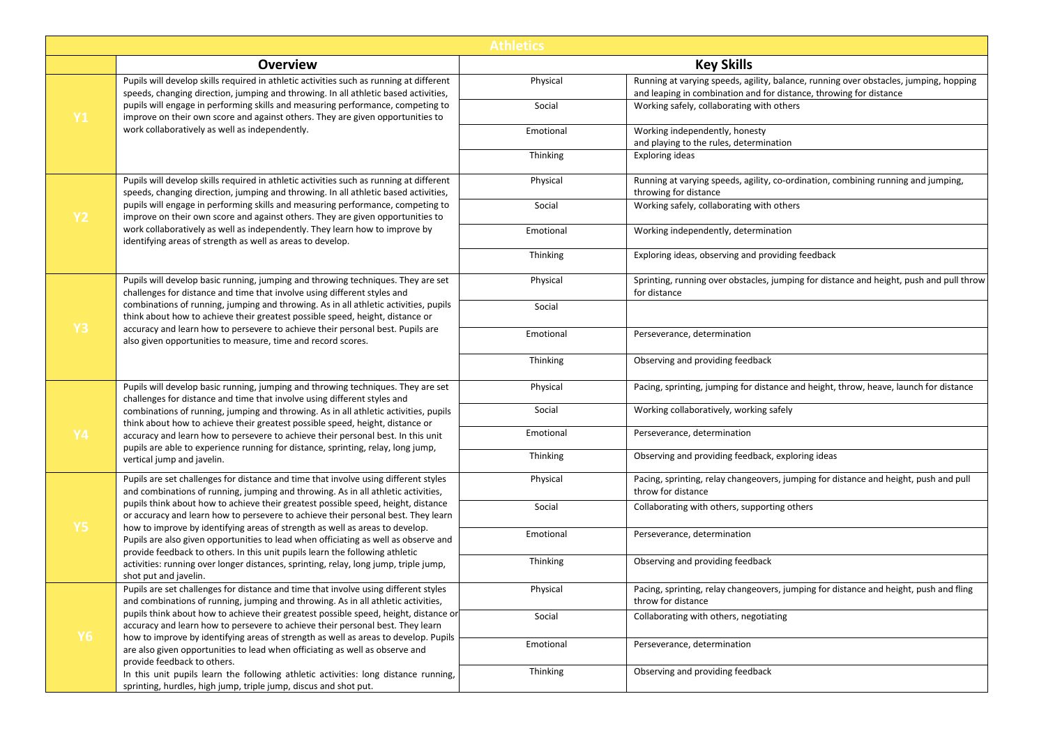# Athletics

| | Overview | Key Skills | |
|---|---|---|---|
| **Y1** | Pupils will develop skills required in athletic activities such as running at different speeds, changing direction, jumping and throwing. In all athletic based activities, pupils will engage in performing skills and measuring performance, competing to improve on their own score and against others. They are given opportunities to work collaboratively as well as independently. | Physical | Running at varying speeds, agility, balance, running over obstacles, jumping, hopping and leaping in combination and for distance, throwing for distance |
| | | Social | Working safely, collaborating with others |
| | | Emotional | Working independently, honesty and playing to the rules, determination |
| | | Thinking | Exploring ideas |
| **Y2** | Pupils will develop skills required in athletic activities such as running at different speeds, changing direction, jumping and throwing. In all athletic based activities, pupils will engage in performing skills and measuring performance, competing to improve on their own score and against others. They are given opportunities to work collaboratively as well as independently. They learn how to improve by identifying areas of strength as well as areas to develop. | Physical | Running at varying speeds, agility, co-ordination, combining running and jumping, throwing for distance |
| | | Social | Working safely, collaborating with others |
| | | Emotional | Working independently, determination |
| | | Thinking | Exploring ideas, observing and providing feedback |
| **Y3** | Pupils will develop basic running, jumping and throwing techniques. They are set challenges for distance and time that involve using different styles and combinations of running, jumping and throwing. As in all athletic activities, pupils think about how to achieve their greatest possible speed, height, distance or accuracy and learn how to persevere to achieve their personal best. Pupils are also given opportunities to measure, time and record scores. | Physical | Sprinting, running over obstacles, jumping for distance and height, push and pull throw for distance |
| | | Social | |
| | | Emotional | Perseverance, determination |
| | | Thinking | Observing and providing feedback |
| **Y4** | Pupils will develop basic running, jumping and throwing techniques. They are set challenges for distance and time that involve using different styles and combinations of running, jumping and throwing. As in all athletic activities, pupils think about how to achieve their greatest possible speed, height, distance or accuracy and learn how to persevere to achieve their personal best. In this unit pupils are able to experience running for distance, sprinting, relay, long jump, vertical jump and javelin. | Physical | Pacing, sprinting, jumping for distance and height, throw, heave, launch for distance |
| | | Social | Working collaboratively, working safely |
| | | Emotional | Perseverance, determination |
| | | Thinking | Observing and providing feedback, exploring ideas |
| **Y5** | Pupils are set challenges for distance and time that involve using different styles and combinations of running, jumping and throwing. As in all athletic activities, pupils think about how to achieve their greatest possible speed, height, distance or accuracy and learn how to persevere to achieve their personal best. They learn how to improve by identifying areas of strength as well as areas to develop. Pupils are also given opportunities to lead when officiating as well as observe and provide feedback to others. In this unit pupils learn the following athletic activities: running over longer distances, sprinting, relay, long jump, triple jump, shot put and javelin. | Physical | Pacing, sprinting, relay changeovers, jumping for distance and height, push and pull throw for distance |
| | | Social | Collaborating with others, supporting others |
| | | Emotional | Perseverance, determination |
| | | Thinking | Observing and providing feedback |
| **Y6** | Pupils are set challenges for distance and time that involve using different styles and combinations of running, jumping and throwing. As in all athletic activities, pupils think about how to achieve their greatest possible speed, height, distance or accuracy and learn how to persevere to achieve their personal best. They learn how to improve by identifying areas of strength as well as areas to develop. Pupils are also given opportunities to lead when officiating as well as observe and provide feedback to others. In this unit pupils learn the following athletic activities: long distance running, sprinting, hurdles, high jump, triple jump, discus and shot put. | Physical | Pacing, sprinting, relay changeovers, jumping for distance and height, push and fling throw for distance |
| | | Social | Collaborating with others, negotiating |
| | | Emotional | Perseverance, determination |
| | | Thinking | Observing and providing feedback |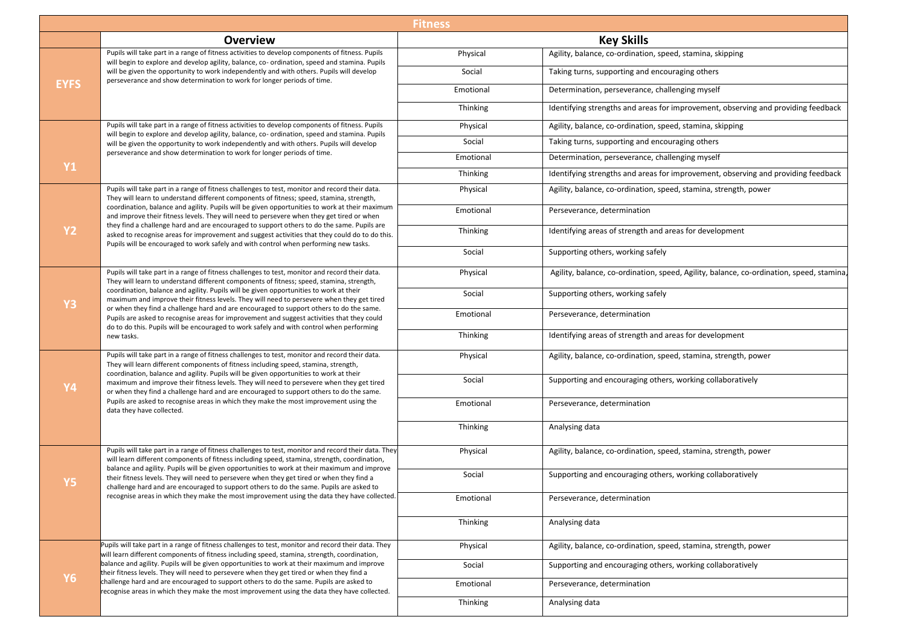| Fitness | | | |
|---|---|---|---|
| | **Overview** | **Key Skills** | |
| **EYFS** | Pupils will take part in a range of fitness activities to develop components of fitness. Pupils will begin to explore and develop agility, balance, co- ordination, speed and stamina. Pupils will be given the opportunity to work independently and with others. Pupils will develop perseverance and show determination to work for longer periods of time. | Physical | Agility, balance, co-ordination, speed, stamina, skipping |
| | | Social | Taking turns, supporting and encouraging others |
| | | Emotional | Determination, perseverance, challenging myself |
| | | Thinking | Identifying strengths and areas for improvement, observing and providing feedback |
| **Y1** | Pupils will take part in a range of fitness activities to develop components of fitness. Pupils will begin to explore and develop agility, balance, co- ordination, speed and stamina. Pupils will be given the opportunity to work independently and with others. Pupils will develop perseverance and show determination to work for longer periods of time. | Physical | Agility, balance, co-ordination, speed, stamina, skipping |
| | | Social | Taking turns, supporting and encouraging others |
| | | Emotional | Determination, perseverance, challenging myself |
| | | Thinking | Identifying strengths and areas for improvement, observing and providing feedback |
| **Y2** | Pupils will take part in a range of fitness challenges to test, monitor and record their data. They will learn to understand different components of fitness; speed, stamina, strength, coordination, balance and agility. Pupils will be given opportunities to work at their maximum and improve their fitness levels. They will need to persevere when they get tired or when they find a challenge hard and are encouraged to support others to do the same. Pupils are asked to recognise areas for improvement and suggest activities that they could do to do this. Pupils will be encouraged to work safely and with control when performing new tasks. | Physical | Agility, balance, co-ordination, speed, stamina, strength, power |
| | | Emotional | Perseverance, determination |
| | | Thinking | Identifying areas of strength and areas for development |
| | | Social | Supporting others, working safely |
| **Y3** | Pupils will take part in a range of fitness challenges to test, monitor and record their data. They will learn to understand different components of fitness; speed, stamina, strength, coordination, balance and agility. Pupils will be given opportunities to work at their maximum and improve their fitness levels. They will need to persevere when they get tired or when they find a challenge hard and are encouraged to support others to do the same. Pupils are asked to recognise areas for improvement and suggest activities that they could do to do this. Pupils will be encouraged to work safely and with control when performing new tasks. | Physical | Agility, balance, co-ordination, speed, Agility, balance, co-ordination, speed, stamina, |
| | | Social | Supporting others, working safely |
| | | Emotional | Perseverance, determination |
| | | Thinking | Identifying areas of strength and areas for development |
| **Y4** | Pupils will take part in a range of fitness challenges to test, monitor and record their data. They will learn different components of fitness including speed, stamina, strength, coordination, balance and agility. Pupils will be given opportunities to work at their maximum and improve their fitness levels. They will need to persevere when they get tired or when they find a challenge hard and are encouraged to support others to do the same. Pupils are asked to recognise areas in which they make the most improvement using the data they have collected. | Physical | Agility, balance, co-ordination, speed, stamina, strength, power |
| | | Social | Supporting and encouraging others, working collaboratively |
| | | Emotional | Perseverance, determination |
| | | Thinking | Analysing data |
| **Y5** | Pupils will take part in a range of fitness challenges to test, monitor and record their data. They will learn different components of fitness including speed, stamina, strength, coordination, balance and agility. Pupils will be given opportunities to work at their maximum and improve their fitness levels. They will need to persevere when they get tired or when they find a challenge hard and are encouraged to support others to do the same. Pupils are asked to recognise areas in which they make the most improvement using the data they have collected. | Physical | Agility, balance, co-ordination, speed, stamina, strength, power |
| | | Social | Supporting and encouraging others, working collaboratively |
| | | Emotional | Perseverance, determination |
| | | Thinking | Analysing data |
| **Y6** | Pupils will take part in a range of fitness challenges to test, monitor and record their data. They will learn different components of fitness including speed, stamina, strength, coordination, balance and agility. Pupils will be given opportunities to work at their maximum and improve their fitness levels. They will need to persevere when they get tired or when they find a challenge hard and are encouraged to support others to do the same. Pupils are asked to recognise areas in which they make the most improvement using the data they have collected. | Physical | Agility, balance, co-ordination, speed, stamina, strength, power |
| | | Social | Supporting and encouraging others, working collaboratively |
| | | Emotional | Perseverance, determination |
| | | Thinking | Analysing data |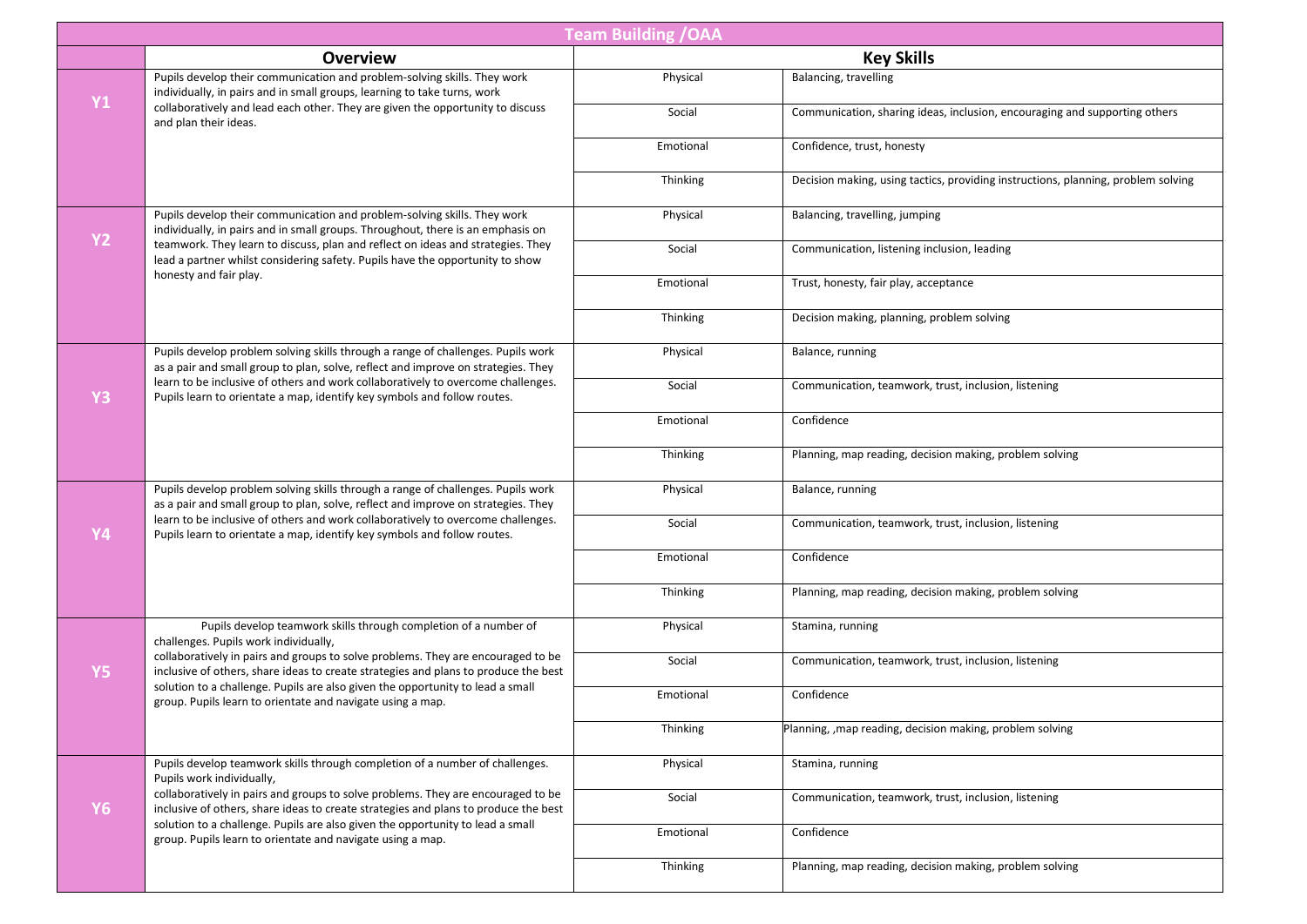| Team Building /OAA | | | |
|---|---|---|---|
| | **Overview** | **Key Skills** | |
| **Y1** | Pupils develop their communication and problem-solving skills. They work individually, in pairs and in small groups, learning to take turns, work collaboratively and lead each other. They are given the opportunity to discuss and plan their ideas. | Physical | Balancing, travelling |
| | | Social | Communication, sharing ideas, inclusion, encouraging and supporting others |
| | | Emotional | Confidence, trust, honesty |
| | | Thinking | Decision making, using tactics, providing instructions, planning, problem solving |
| **Y2** | Pupils develop their communication and problem-solving skills. They work individually, in pairs and in small groups. Throughout, there is an emphasis on teamwork. They learn to discuss, plan and reflect on ideas and strategies. They lead a partner whilst considering safety. Pupils have the opportunity to show honesty and fair play. | Physical | Balancing, travelling, jumping |
| | | Social | Communication, listening inclusion, leading |
| | | Emotional | Trust, honesty, fair play, acceptance |
| | | Thinking | Decision making, planning, problem solving |
| **Y3** | Pupils develop problem solving skills through a range of challenges. Pupils work as a pair and small group to plan, solve, reflect and improve on strategies. They learn to be inclusive of others and work collaboratively to overcome challenges. Pupils learn to orientate a map, identify key symbols and follow routes. | Physical | Balance, running |
| | | Social | Communication, teamwork, trust, inclusion, listening |
| | | Emotional | Confidence |
| | | Thinking | Planning, map reading, decision making, problem solving |
| **Y4** | Pupils develop problem solving skills through a range of challenges. Pupils work as a pair and small group to plan, solve, reflect and improve on strategies. They learn to be inclusive of others and work collaboratively to overcome challenges. Pupils learn to orientate a map, identify key symbols and follow routes. | Physical | Balance, running |
| | | Social | Communication, teamwork, trust, inclusion, listening |
| | | Emotional | Confidence |
| | | Thinking | Planning, map reading, decision making, problem solving |
| **Y5** | Pupils develop teamwork skills through completion of a number of challenges. Pupils work individually, collaboratively in pairs and groups to solve problems. They are encouraged to be inclusive of others, share ideas to create strategies and plans to produce the best solution to a challenge. Pupils are also given the opportunity to lead a small group. Pupils learn to orientate and navigate using a map. | Physical | Stamina, running |
| | | Social | Communication, teamwork, trust, inclusion, listening |
| | | Emotional | Confidence |
| | | Thinking | Planning, ,map reading, decision making, problem solving |
| **Y6** | Pupils develop teamwork skills through completion of a number of challenges. Pupils work individually, collaboratively in pairs and groups to solve problems. They are encouraged to be inclusive of others, share ideas to create strategies and plans to produce the best solution to a challenge. Pupils are also given the opportunity to lead a small group. Pupils learn to orientate and navigate using a map. | Physical | Stamina, running |
| | | Social | Communication, teamwork, trust, inclusion, listening |
| | | Emotional | Confidence |
| | | Thinking | Planning, map reading, decision making, problem solving |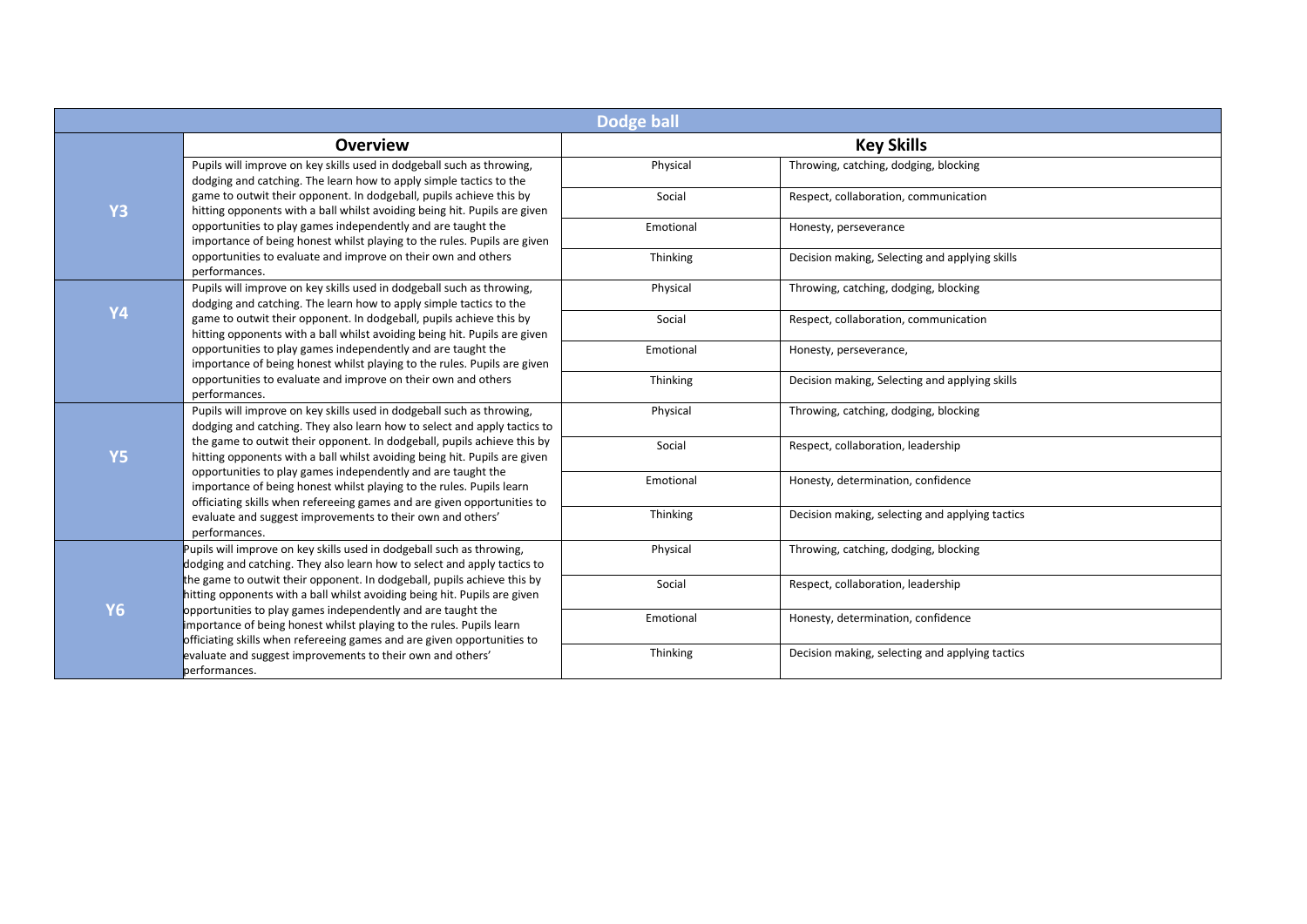| Dodge ball | | | |
|---|---|---|---|
| | **Overview** | **Key Skills** | |
| **Y3** | Pupils will improve on key skills used in dodgeball such as throwing, dodging and catching. The learn how to apply simple tactics to the game to outwit their opponent. In dodgeball, pupils achieve this by hitting opponents with a ball whilst avoiding being hit. Pupils are given opportunities to play games independently and are taught the importance of being honest whilst playing to the rules. Pupils are given opportunities to evaluate and improve on their own and others performances. | Physical | Throwing, catching, dodging, blocking |
| | | Social | Respect, collaboration, communication |
| | | Emotional | Honesty, perseverance |
| | | Thinking | Decision making, Selecting and applying skills |
| **Y4** | Pupils will improve on key skills used in dodgeball such as throwing, dodging and catching. The learn how to apply simple tactics to the game to outwit their opponent. In dodgeball, pupils achieve this by hitting opponents with a ball whilst avoiding being hit. Pupils are given opportunities to play games independently and are taught the importance of being honest whilst playing to the rules. Pupils are given opportunities to evaluate and improve on their own and others performances. | Physical | Throwing, catching, dodging, blocking |
| | | Social | Respect, collaboration, communication |
| | | Emotional | Honesty, perseverance, |
| | | Thinking | Decision making, Selecting and applying skills |
| **Y5** | Pupils will improve on key skills used in dodgeball such as throwing, dodging and catching. They also learn how to select and apply tactics to the game to outwit their opponent. In dodgeball, pupils achieve this by hitting opponents with a ball whilst avoiding being hit. Pupils are given opportunities to play games independently and are taught the importance of being honest whilst playing to the rules. Pupils learn officiating skills when refereeing games and are given opportunities to evaluate and suggest improvements to their own and others' performances. | Physical | Throwing, catching, dodging, blocking |
| | | Social | Respect, collaboration, leadership |
| | | Emotional | Honesty, determination, confidence |
| | | Thinking | Decision making, selecting and applying tactics |
| **Y6** | Pupils will improve on key skills used in dodgeball such as throwing, dodging and catching. They also learn how to select and apply tactics to the game to outwit their opponent. In dodgeball, pupils achieve this by hitting opponents with a ball whilst avoiding being hit. Pupils are given opportunities to play games independently and are taught the importance of being honest whilst playing to the rules. Pupils learn officiating skills when refereeing games and are given opportunities to evaluate and suggest improvements to their own and others' performances. | Physical | Throwing, catching, dodging, blocking |
| | | Social | Respect, collaboration, leadership |
| | | Emotional | Honesty, determination, confidence |
| | | Thinking | Decision making, selecting and applying tactics |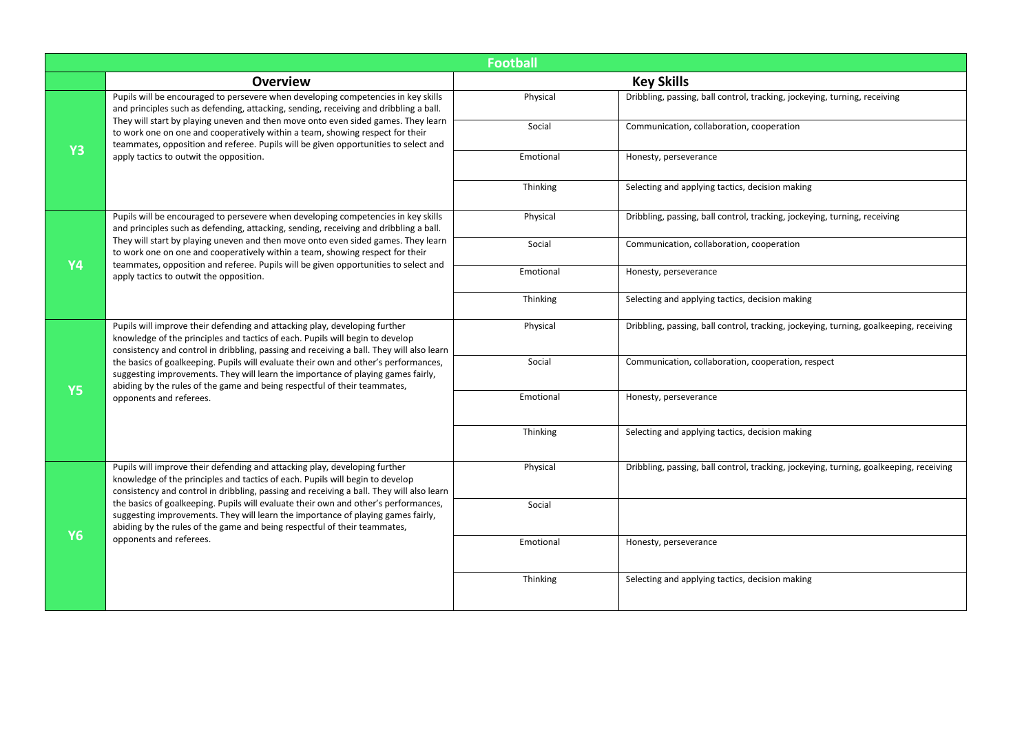| Football | | | |
|---|---|---|---|
| | **Overview** | **Key Skills** | |
| **Y3** | Pupils will be encouraged to persevere when developing competencies in key skills and principles such as defending, attacking, sending, receiving and dribbling a ball. They will start by playing uneven and then move onto even sided games. They learn to work one on one and cooperatively within a team, showing respect for their teammates, opposition and referee. Pupils will be given opportunities to select and apply tactics to outwit the opposition. | Physical | Dribbling, passing, ball control, tracking, jockeying, turning, receiving |
| | | Social | Communication, collaboration, cooperation |
| | | Emotional | Honesty, perseverance |
| | | Thinking | Selecting and applying tactics, decision making |
| **Y4** | Pupils will be encouraged to persevere when developing competencies in key skills and principles such as defending, attacking, sending, receiving and dribbling a ball. They will start by playing uneven and then move onto even sided games. They learn to work one on one and cooperatively within a team, showing respect for their teammates, opposition and referee. Pupils will be given opportunities to select and apply tactics to outwit the opposition. | Physical | Dribbling, passing, ball control, tracking, jockeying, turning, receiving |
| | | Social | Communication, collaboration, cooperation |
| | | Emotional | Honesty, perseverance |
| | | Thinking | Selecting and applying tactics, decision making |
| **Y5** | Pupils will improve their defending and attacking play, developing further knowledge of the principles and tactics of each. Pupils will begin to develop consistency and control in dribbling, passing and receiving a ball. They will also learn the basics of goalkeeping. Pupils will evaluate their own and other's performances, suggesting improvements. They will learn the importance of playing games fairly, abiding by the rules of the game and being respectful of their teammates, opponents and referees. | Physical | Dribbling, passing, ball control, tracking, jockeying, turning, goalkeeping, receiving |
| | | Social | Communication, collaboration, cooperation, respect |
| | | Emotional | Honesty, perseverance |
| | | Thinking | Selecting and applying tactics, decision making |
| **Y6** | Pupils will improve their defending and attacking play, developing further knowledge of the principles and tactics of each. Pupils will begin to develop consistency and control in dribbling, passing and receiving a ball. They will also learn the basics of goalkeeping. Pupils will evaluate their own and other's performances, suggesting improvements. They will learn the importance of playing games fairly, abiding by the rules of the game and being respectful of their teammates, opponents and referees. | Physical | Dribbling, passing, ball control, tracking, jockeying, turning, goalkeeping, receiving |
| | | Social | |
| | | Emotional | Honesty, perseverance |
| | | Thinking | Selecting and applying tactics, decision making |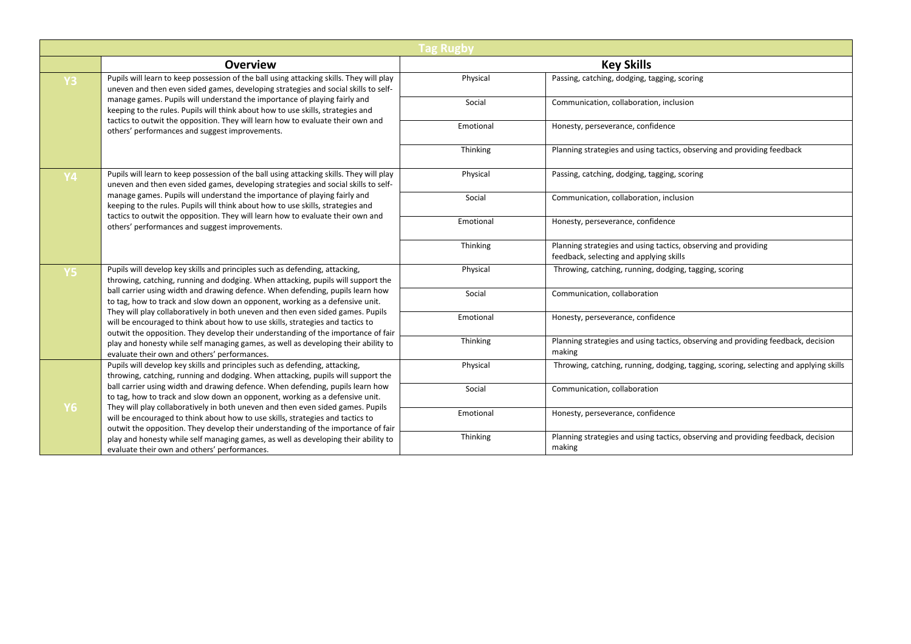| Tag Rugby | | | |
|---|---|---|---|
| | **Overview** | **Key Skills** | |
| **Y3** | Pupils will learn to keep possession of the ball using attacking skills. They will play uneven and then even sided games, developing strategies and social skills to self-manage games. Pupils will understand the importance of playing fairly and keeping to the rules. Pupils will think about how to use skills, strategies and tactics to outwit the opposition. They will learn how to evaluate their own and others' performances and suggest improvements. | Physical | Passing, catching, dodging, tagging, scoring |
| | | Social | Communication, collaboration, inclusion |
| | | Emotional | Honesty, perseverance, confidence |
| | | Thinking | Planning strategies and using tactics, observing and providing feedback |
| **Y4** | Pupils will learn to keep possession of the ball using attacking skills. They will play uneven and then even sided games, developing strategies and social skills to self-manage games. Pupils will understand the importance of playing fairly and keeping to the rules. Pupils will think about how to use skills, strategies and tactics to outwit the opposition. They will learn how to evaluate their own and others' performances and suggest improvements. | Physical | Passing, catching, dodging, tagging, scoring |
| | | Social | Communication, collaboration, inclusion |
| | | Emotional | Honesty, perseverance, confidence |
| | | Thinking | Planning strategies and using tactics, observing and providing feedback, selecting and applying skills |
| **Y5** | Pupils will develop key skills and principles such as defending, attacking, throwing, catching, running and dodging. When attacking, pupils will support the ball carrier using width and drawing defence. When defending, pupils learn how to tag, how to track and slow down an opponent, working as a defensive unit. They will play collaboratively in both uneven and then even sided games. Pupils will be encouraged to think about how to use skills, strategies and tactics to outwit the opposition. They develop their understanding of the importance of fair play and honesty while self managing games, as well as developing their ability to evaluate their own and others' performances. | Physical | Throwing, catching, running, dodging, tagging, scoring |
| | | Social | Communication, collaboration |
| | | Emotional | Honesty, perseverance, confidence |
| | | Thinking | Planning strategies and using tactics, observing and providing feedback, decision making |
| **Y6** | Pupils will develop key skills and principles such as defending, attacking, throwing, catching, running and dodging. When attacking, pupils will support the ball carrier using width and drawing defence. When defending, pupils learn how to tag, how to track and slow down an opponent, working as a defensive unit. They will play collaboratively in both uneven and then even sided games. Pupils will be encouraged to think about how to use skills, strategies and tactics to outwit the opposition. They develop their understanding of the importance of fair play and honesty while self managing games, as well as developing their ability to evaluate their own and others' performances. | Physical | Throwing, catching, running, dodging, tagging, scoring, selecting and applying skills |
| | | Social | Communication, collaboration |
| | | Emotional | Honesty, perseverance, confidence |
| | | Thinking | Planning strategies and using tactics, observing and providing feedback, decision making |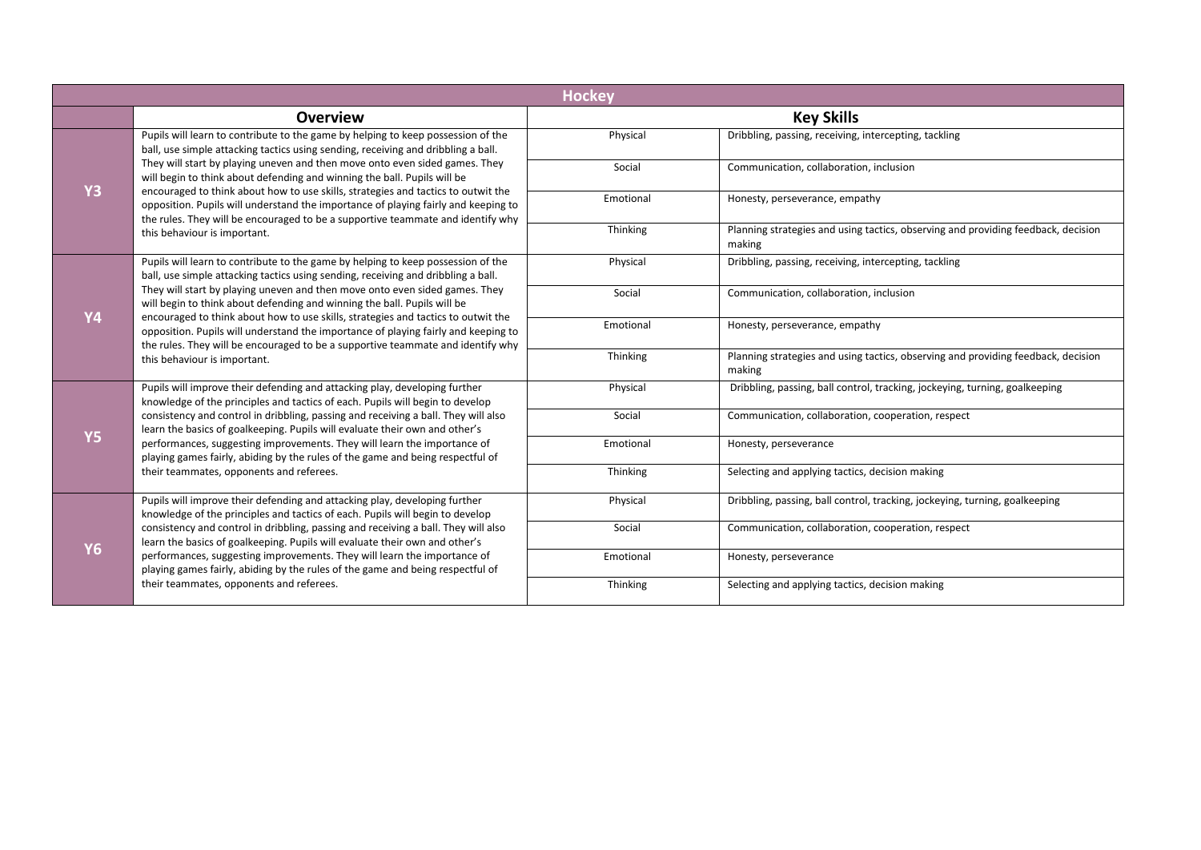| Hockey | | | |
|---|---|---|---|
| | **Overview** | **Key Skills** | |
| **Y3** | Pupils will learn to contribute to the game by helping to keep possession of the ball, use simple attacking tactics using sending, receiving and dribbling a ball. They will start by playing uneven and then move onto even sided games. They will begin to think about defending and winning the ball. Pupils will be encouraged to think about how to use skills, strategies and tactics to outwit the opposition. Pupils will understand the importance of playing fairly and keeping to the rules. They will be encouraged to be a supportive teammate and identify why this behaviour is important. | Physical | Dribbling, passing, receiving, intercepting, tackling |
| | | Social | Communication, collaboration, inclusion |
| | | Emotional | Honesty, perseverance, empathy |
| | | Thinking | Planning strategies and using tactics, observing and providing feedback, decision making |
| **Y4** | Pupils will learn to contribute to the game by helping to keep possession of the ball, use simple attacking tactics using sending, receiving and dribbling a ball. They will start by playing uneven and then move onto even sided games. They will begin to think about defending and winning the ball. Pupils will be encouraged to think about how to use skills, strategies and tactics to outwit the opposition. Pupils will understand the importance of playing fairly and keeping to the rules. They will be encouraged to be a supportive teammate and identify why this behaviour is important. | Physical | Dribbling, passing, receiving, intercepting, tackling |
| | | Social | Communication, collaboration, inclusion |
| | | Emotional | Honesty, perseverance, empathy |
| | | Thinking | Planning strategies and using tactics, observing and providing feedback, decision making |
| **Y5** | Pupils will improve their defending and attacking play, developing further knowledge of the principles and tactics of each. Pupils will begin to develop consistency and control in dribbling, passing and receiving a ball. They will also learn the basics of goalkeeping. Pupils will evaluate their own and other's performances, suggesting improvements. They will learn the importance of playing games fairly, abiding by the rules of the game and being respectful of their teammates, opponents and referees. | Physical | Dribbling, passing, ball control, tracking, jockeying, turning, goalkeeping |
| | | Social | Communication, collaboration, cooperation, respect |
| | | Emotional | Honesty, perseverance |
| | | Thinking | Selecting and applying tactics, decision making |
| **Y6** | Pupils will improve their defending and attacking play, developing further knowledge of the principles and tactics of each. Pupils will begin to develop consistency and control in dribbling, passing and receiving a ball. They will also learn the basics of goalkeeping. Pupils will evaluate their own and other's performances, suggesting improvements. They will learn the importance of playing games fairly, abiding by the rules of the game and being respectful of their teammates, opponents and referees. | Physical | Dribbling, passing, ball control, tracking, jockeying, turning, goalkeeping |
| | | Social | Communication, collaboration, cooperation, respect |
| | | Emotional | Honesty, perseverance |
| | | Thinking | Selecting and applying tactics, decision making |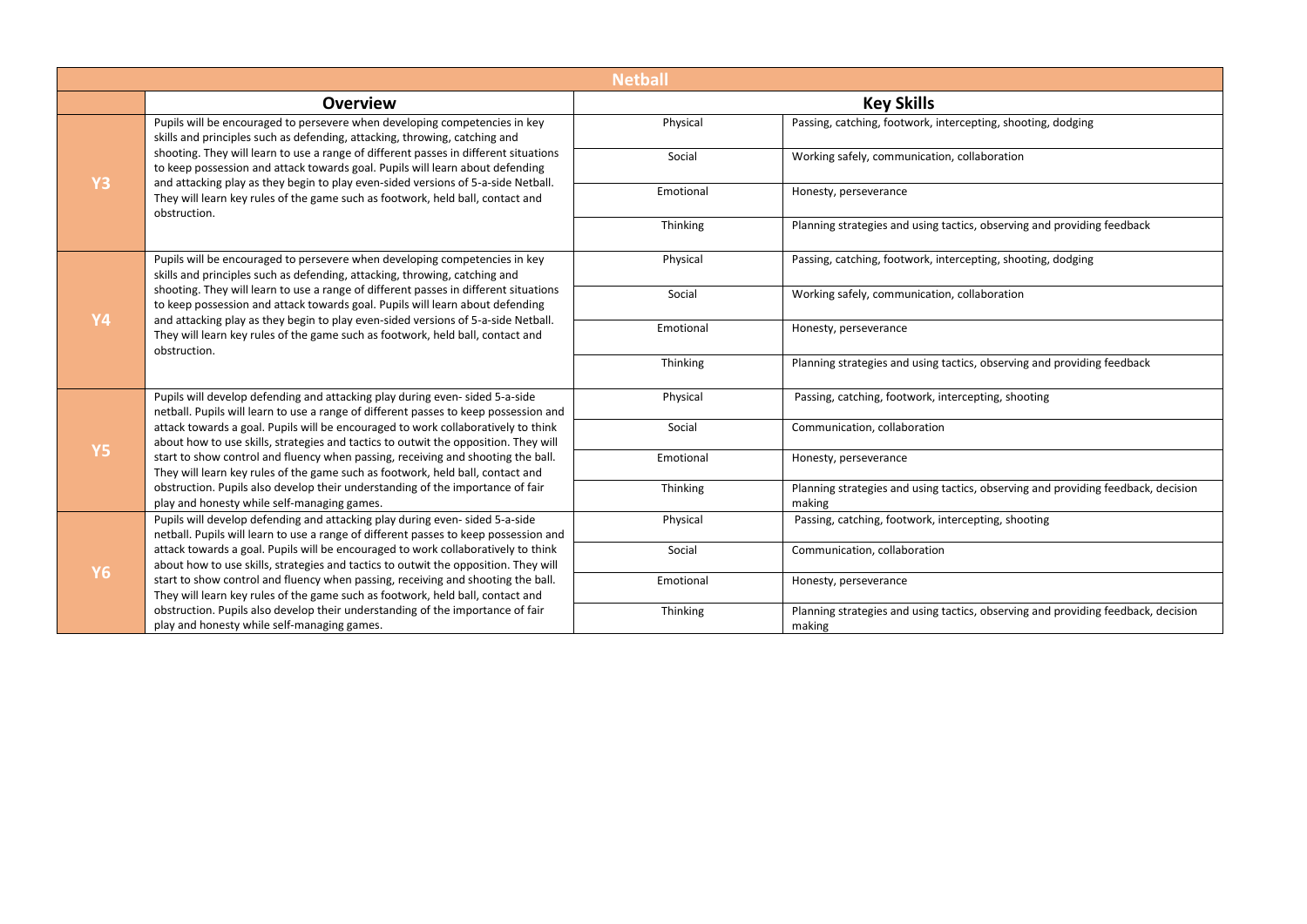# Netball

| | Overview | Key Skills | |
|---|---|---|---|
| **Y3** | Pupils will be encouraged to persevere when developing competencies in key skills and principles such as defending, attacking, throwing, catching and shooting. They will learn to use a range of different passes in different situations to keep possession and attack towards goal. Pupils will learn about defending and attacking play as they begin to play even-sided versions of 5-a-side Netball. They will learn key rules of the game such as footwork, held ball, contact and obstruction. | Physical | Passing, catching, footwork, intercepting, shooting, dodging |
| | | Social | Working safely, communication, collaboration |
| | | Emotional | Honesty, perseverance |
| | | Thinking | Planning strategies and using tactics, observing and providing feedback |
| **Y4** | Pupils will be encouraged to persevere when developing competencies in key skills and principles such as defending, attacking, throwing, catching and shooting. They will learn to use a range of different passes in different situations to keep possession and attack towards goal. Pupils will learn about defending and attacking play as they begin to play even-sided versions of 5-a-side Netball. They will learn key rules of the game such as footwork, held ball, contact and obstruction. | Physical | Passing, catching, footwork, intercepting, shooting, dodging |
| | | Social | Working safely, communication, collaboration |
| | | Emotional | Honesty, perseverance |
| | | Thinking | Planning strategies and using tactics, observing and providing feedback |
| **Y5** | Pupils will develop defending and attacking play during even- sided 5-a-side netball. Pupils will learn to use a range of different passes to keep possession and attack towards a goal. Pupils will be encouraged to work collaboratively to think about how to use skills, strategies and tactics to outwit the opposition. They will start to show control and fluency when passing, receiving and shooting the ball. They will learn key rules of the game such as footwork, held ball, contact and obstruction. Pupils also develop their understanding of the importance of fair play and honesty while self-managing games. | Physical | Passing, catching, footwork, intercepting, shooting |
| | | Social | Communication, collaboration |
| | | Emotional | Honesty, perseverance |
| | | Thinking | Planning strategies and using tactics, observing and providing feedback, decision making |
| **Y6** | Pupils will develop defending and attacking play during even- sided 5-a-side netball. Pupils will learn to use a range of different passes to keep possession and attack towards a goal. Pupils will be encouraged to work collaboratively to think about how to use skills, strategies and tactics to outwit the opposition. They will start to show control and fluency when passing, receiving and shooting the ball. They will learn key rules of the game such as footwork, held ball, contact and obstruction. Pupils also develop their understanding of the importance of fair play and honesty while self-managing games. | Physical | Passing, catching, footwork, intercepting, shooting |
| | | Social | Communication, collaboration |
| | | Emotional | Honesty, perseverance |
| | | Thinking | Planning strategies and using tactics, observing and providing feedback, decision making |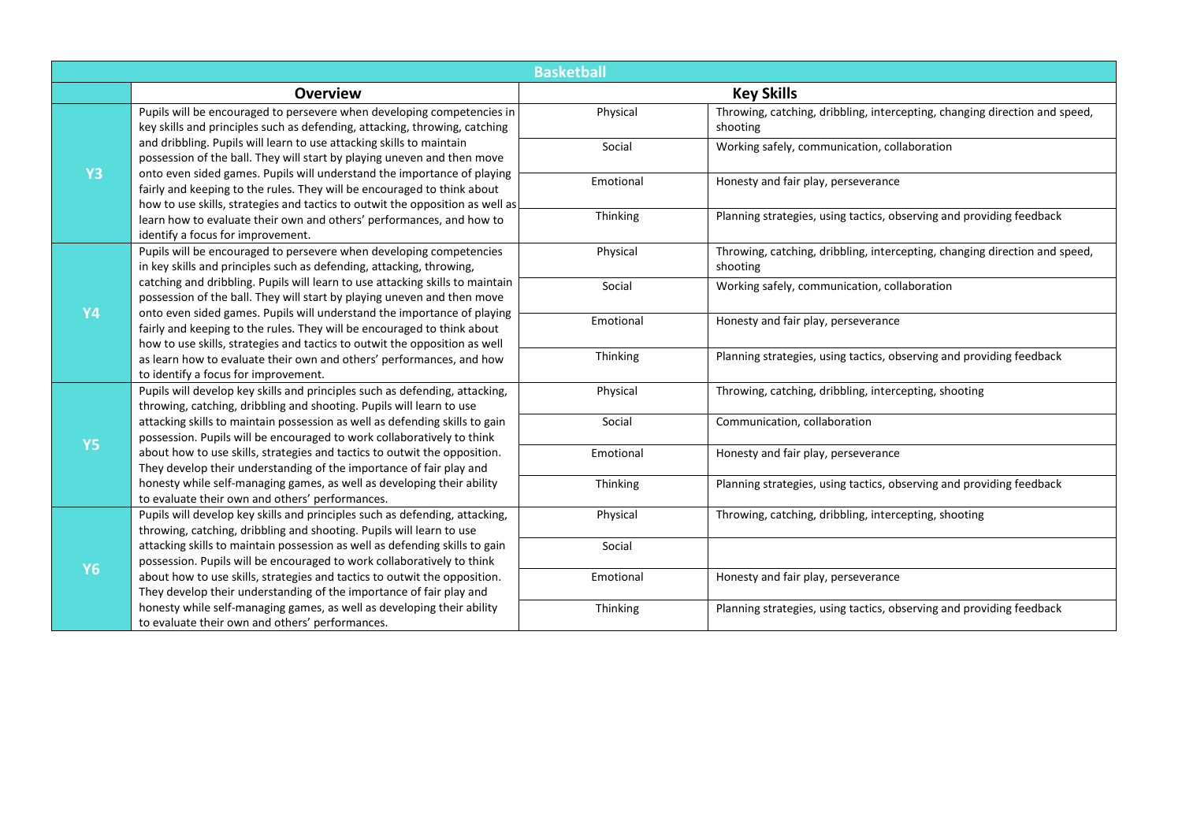| Basketball | | | |
|---|---|---|---|
| | **Overview** | **Key Skills** | |
| **Y3** | Pupils will be encouraged to persevere when developing competencies in key skills and principles such as defending, attacking, throwing, catching and dribbling. Pupils will learn to use attacking skills to maintain possession of the ball. They will start by playing uneven and then move onto even sided games. Pupils will understand the importance of playing fairly and keeping to the rules. They will be encouraged to think about how to use skills, strategies and tactics to outwit the opposition as well as learn how to evaluate their own and others' performances, and how to identify a focus for improvement. | Physical | Throwing, catching, dribbling, intercepting, changing direction and speed, shooting |
| | | Social | Working safely, communication, collaboration |
| | | Emotional | Honesty and fair play, perseverance |
| | | Thinking | Planning strategies, using tactics, observing and providing feedback |
| **Y4** | Pupils will be encouraged to persevere when developing competencies in key skills and principles such as defending, attacking, throwing, catching and dribbling. Pupils will learn to use attacking skills to maintain possession of the ball. They will start by playing uneven and then move onto even sided games. Pupils will understand the importance of playing fairly and keeping to the rules. They will be encouraged to think about how to use skills, strategies and tactics to outwit the opposition as well as learn how to evaluate their own and others' performances, and how to identify a focus for improvement. | Physical | Throwing, catching, dribbling, intercepting, changing direction and speed, shooting |
| | | Social | Working safely, communication, collaboration |
| | | Emotional | Honesty and fair play, perseverance |
| | | Thinking | Planning strategies, using tactics, observing and providing feedback |
| **Y5** | Pupils will develop key skills and principles such as defending, attacking, throwing, catching, dribbling and shooting. Pupils will learn to use attacking skills to maintain possession as well as defending skills to gain possession. Pupils will be encouraged to work collaboratively to think about how to use skills, strategies and tactics to outwit the opposition. They develop their understanding of the importance of fair play and honesty while self-managing games, as well as developing their ability to evaluate their own and others' performances. | Physical | Throwing, catching, dribbling, intercepting, shooting |
| | | Social | Communication, collaboration |
| | | Emotional | Honesty and fair play, perseverance |
| | | Thinking | Planning strategies, using tactics, observing and providing feedback |
| **Y6** | Pupils will develop key skills and principles such as defending, attacking, throwing, catching, dribbling and shooting. Pupils will learn to use attacking skills to maintain possession as well as defending skills to gain possession. Pupils will be encouraged to work collaboratively to think about how to use skills, strategies and tactics to outwit the opposition. They develop their understanding of the importance of fair play and honesty while self-managing games, as well as developing their ability to evaluate their own and others' performances. | Physical | Throwing, catching, dribbling, intercepting, shooting |
| | | Social | |
| | | Emotional | Honesty and fair play, perseverance |
| | | Thinking | Planning strategies, using tactics, observing and providing feedback |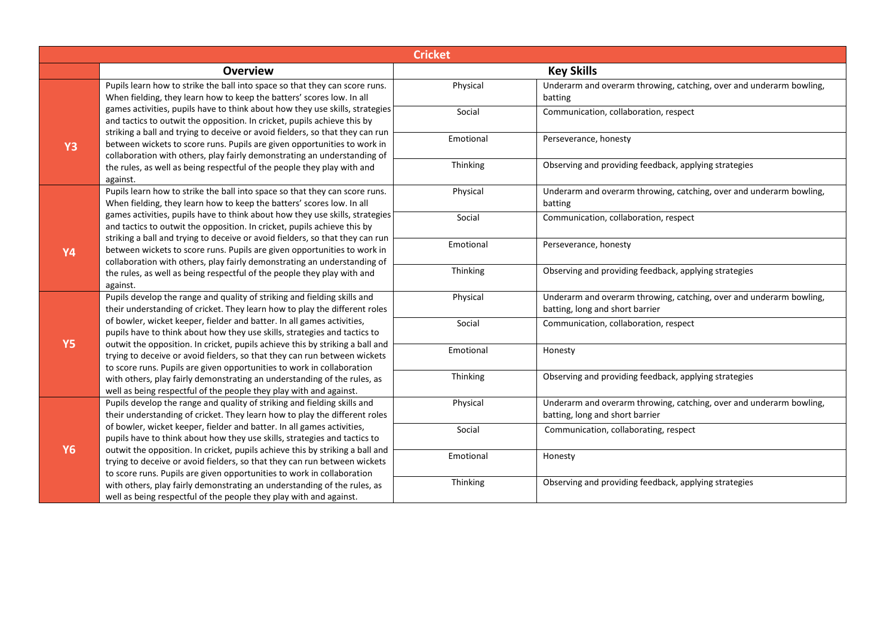| Cricket | | | |
|---|---|---|---|
| | **Overview** | **Key Skills** | |
| **Y3** | Pupils learn how to strike the ball into space so that they can score runs. When fielding, they learn how to keep the batters' scores low. In all games activities, pupils have to think about how they use skills, strategies and tactics to outwit the opposition. In cricket, pupils achieve this by striking a ball and trying to deceive or avoid fielders, so that they can run between wickets to score runs. Pupils are given opportunities to work in collaboration with others, play fairly demonstrating an understanding of the rules, as well as being respectful of the people they play with and against. | Physical | Underarm and overarm throwing, catching, over and underarm bowling, batting |
| | | Social | Communication, collaboration, respect |
| | | Emotional | Perseverance, honesty |
| | | Thinking | Observing and providing feedback, applying strategies |
| **Y4** | Pupils learn how to strike the ball into space so that they can score runs. When fielding, they learn how to keep the batters' scores low. In all games activities, pupils have to think about how they use skills, strategies and tactics to outwit the opposition. In cricket, pupils achieve this by striking a ball and trying to deceive or avoid fielders, so that they can run between wickets to score runs. Pupils are given opportunities to work in collaboration with others, play fairly demonstrating an understanding of the rules, as well as being respectful of the people they play with and against. | Physical | Underarm and overarm throwing, catching, over and underarm bowling, batting |
| | | Social | Communication, collaboration, respect |
| | | Emotional | Perseverance, honesty |
| | | Thinking | Observing and providing feedback, applying strategies |
| **Y5** | Pupils develop the range and quality of striking and fielding skills and their understanding of cricket. They learn how to play the different roles of bowler, wicket keeper, fielder and batter. In all games activities, pupils have to think about how they use skills, strategies and tactics to outwit the opposition. In cricket, pupils achieve this by striking a ball and trying to deceive or avoid fielders, so that they can run between wickets to score runs. Pupils are given opportunities to work in collaboration with others, play fairly demonstrating an understanding of the rules, as well as being respectful of the people they play with and against. | Physical | Underarm and overarm throwing, catching, over and underarm bowling, batting, long and short barrier |
| | | Social | Communication, collaboration, respect |
| | | Emotional | Honesty |
| | | Thinking | Observing and providing feedback, applying strategies |
| **Y6** | Pupils develop the range and quality of striking and fielding skills and their understanding of cricket. They learn how to play the different roles of bowler, wicket keeper, fielder and batter. In all games activities, pupils have to think about how they use skills, strategies and tactics to outwit the opposition. In cricket, pupils achieve this by striking a ball and trying to deceive or avoid fielders, so that they can run between wickets to score runs. Pupils are given opportunities to work in collaboration with others, play fairly demonstrating an understanding of the rules, as well as being respectful of the people they play with and against. | Physical | Underarm and overarm throwing, catching, over and underarm bowling, batting, long and short barrier |
| | | Social | Communication, collaborating, respect |
| | | Emotional | Honesty |
| | | Thinking | Observing and providing feedback, applying strategies |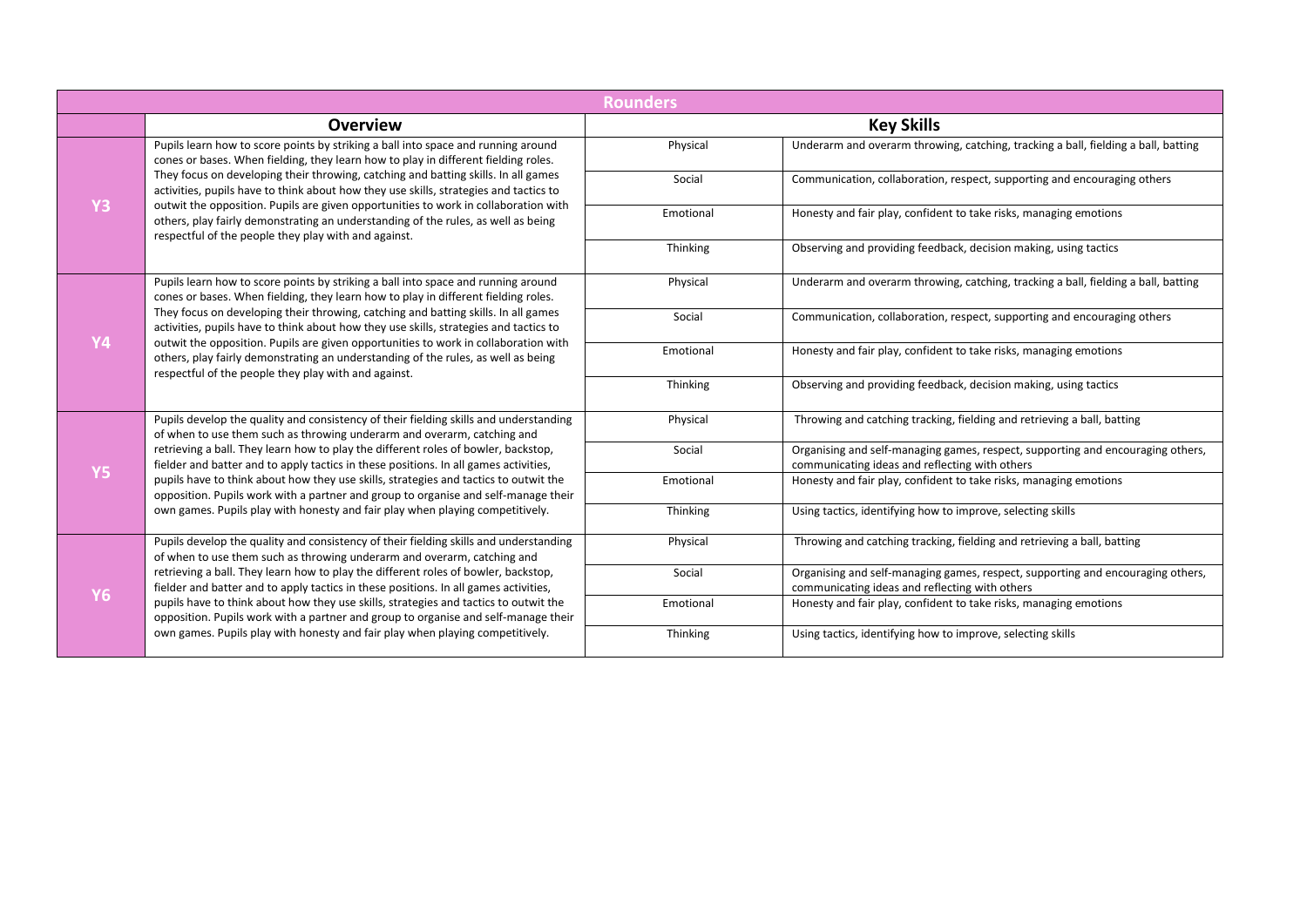| Rounders | | | |
|---|---|---|---|
| | **Overview** | **Key Skills** | |
| **Y3** | Pupils learn how to score points by striking a ball into space and running around cones or bases. When fielding, they learn how to play in different fielding roles. They focus on developing their throwing, catching and batting skills. In all games activities, pupils have to think about how they use skills, strategies and tactics to outwit the opposition. Pupils are given opportunities to work in collaboration with others, play fairly demonstrating an understanding of the rules, as well as being respectful of the people they play with and against. | Physical | Underarm and overarm throwing, catching, tracking a ball, fielding a ball, batting |
| | | Social | Communication, collaboration, respect, supporting and encouraging others |
| | | Emotional | Honesty and fair play, confident to take risks, managing emotions |
| | | Thinking | Observing and providing feedback, decision making, using tactics |
| **Y4** | Pupils learn how to score points by striking a ball into space and running around cones or bases. When fielding, they learn how to play in different fielding roles. They focus on developing their throwing, catching and batting skills. In all games activities, pupils have to think about how they use skills, strategies and tactics to outwit the opposition. Pupils are given opportunities to work in collaboration with others, play fairly demonstrating an understanding of the rules, as well as being respectful of the people they play with and against. | Physical | Underarm and overarm throwing, catching, tracking a ball, fielding a ball, batting |
| | | Social | Communication, collaboration, respect, supporting and encouraging others |
| | | Emotional | Honesty and fair play, confident to take risks, managing emotions |
| | | Thinking | Observing and providing feedback, decision making, using tactics |
| **Y5** | Pupils develop the quality and consistency of their fielding skills and understanding of when to use them such as throwing underarm and overarm, catching and retrieving a ball. They learn how to play the different roles of bowler, backstop, fielder and batter and to apply tactics in these positions. In all games activities, pupils have to think about how they use skills, strategies and tactics to outwit the opposition. Pupils work with a partner and group to organise and self-manage their own games. Pupils play with honesty and fair play when playing competitively. | Physical | Throwing and catching tracking, fielding and retrieving a ball, batting |
| | | Social | Organising and self-managing games, respect, supporting and encouraging others, communicating ideas and reflecting with others |
| | | Emotional | Honesty and fair play, confident to take risks, managing emotions |
| | | Thinking | Using tactics, identifying how to improve, selecting skills |
| **Y6** | Pupils develop the quality and consistency of their fielding skills and understanding of when to use them such as throwing underarm and overarm, catching and retrieving a ball. They learn how to play the different roles of bowler, backstop, fielder and batter and to apply tactics in these positions. In all games activities, pupils have to think about how they use skills, strategies and tactics to outwit the opposition. Pupils work with a partner and group to organise and self-manage their own games. Pupils play with honesty and fair play when playing competitively. | Physical | Throwing and catching tracking, fielding and retrieving a ball, batting |
| | | Social | Organising and self-managing games, respect, supporting and encouraging others, communicating ideas and reflecting with others |
| | | Emotional | Honesty and fair play, confident to take risks, managing emotions |
| | | Thinking | Using tactics, identifying how to improve, selecting skills |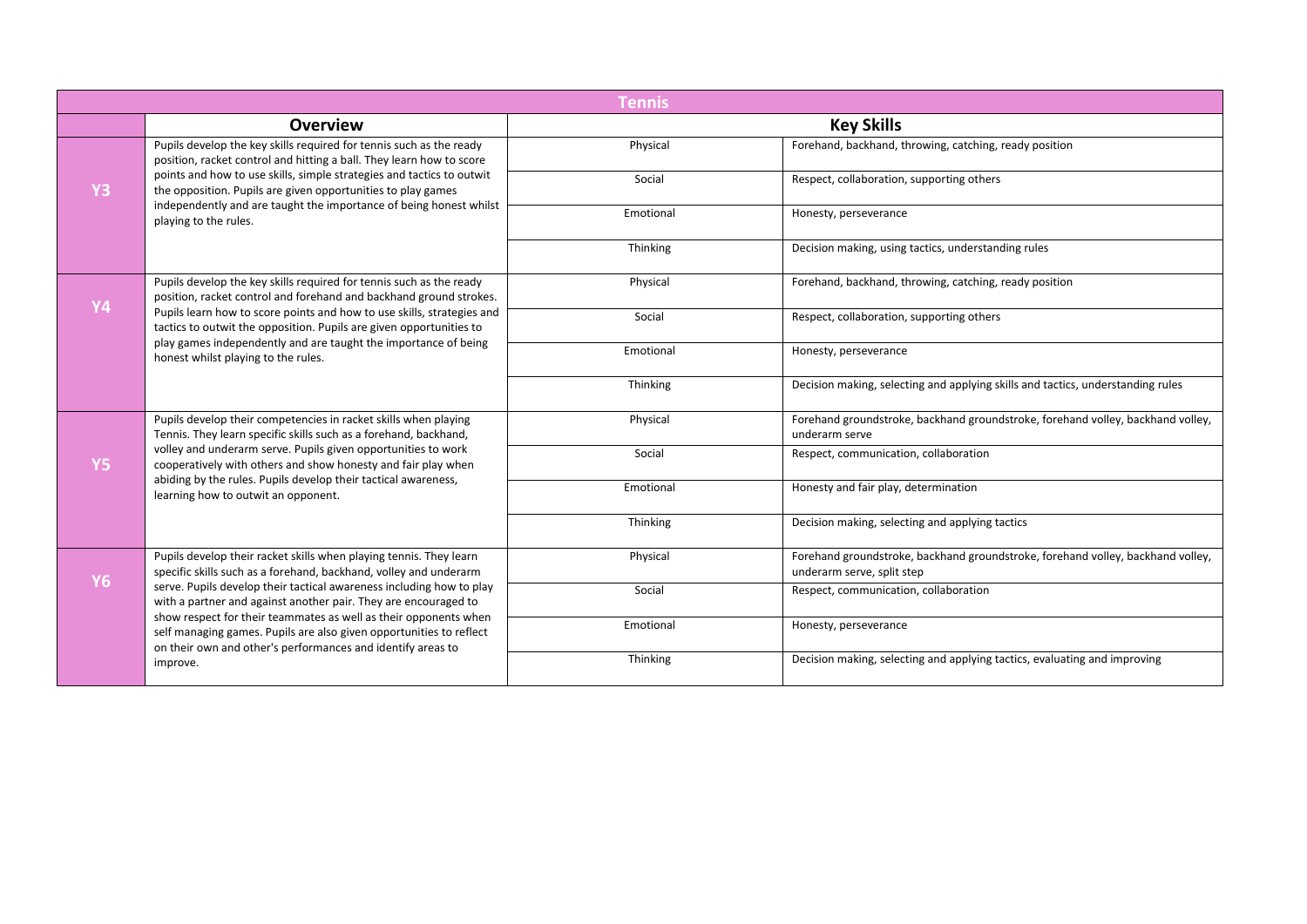| Tennis | | | |
|---|---|---|---|
| | **Overview** | **Key Skills** | |
| **Y3** | Pupils develop the key skills required for tennis such as the ready position, racket control and hitting a ball. They learn how to score points and how to use skills, simple strategies and tactics to outwit the opposition. Pupils are given opportunities to play games independently and are taught the importance of being honest whilst playing to the rules. | Physical | Forehand, backhand, throwing, catching, ready position |
| | | Social | Respect, collaboration, supporting others |
| | | Emotional | Honesty, perseverance |
| | | Thinking | Decision making, using tactics, understanding rules |
| **Y4** | Pupils develop the key skills required for tennis such as the ready position, racket control and forehand and backhand ground strokes. Pupils learn how to score points and how to use skills, strategies and tactics to outwit the opposition. Pupils are given opportunities to play games independently and are taught the importance of being honest whilst playing to the rules. | Physical | Forehand, backhand, throwing, catching, ready position |
| | | Social | Respect, collaboration, supporting others |
| | | Emotional | Honesty, perseverance |
| | | Thinking | Decision making, selecting and applying skills and tactics, understanding rules |
| **Y5** | Pupils develop their competencies in racket skills when playing Tennis. They learn specific skills such as a forehand, backhand, volley and underarm serve. Pupils given opportunities to work cooperatively with others and show honesty and fair play when abiding by the rules. Pupils develop their tactical awareness, learning how to outwit an opponent. | Physical | Forehand groundstroke, backhand groundstroke, forehand volley, backhand volley, underarm serve |
| | | Social | Respect, communication, collaboration |
| | | Emotional | Honesty and fair play, determination |
| | | Thinking | Decision making, selecting and applying tactics |
| **Y6** | Pupils develop their racket skills when playing tennis. They learn specific skills such as a forehand, backhand, volley and underarm serve. Pupils develop their tactical awareness including how to play with a partner and against another pair. They are encouraged to show respect for their teammates as well as their opponents when self managing games. Pupils are also given opportunities to reflect on their own and other's performances and identify areas to improve. | Physical | Forehand groundstroke, backhand groundstroke, forehand volley, backhand volley, underarm serve, split step |
| | | Social | Respect, communication, collaboration |
| | | Emotional | Honesty, perseverance |
| | | Thinking | Decision making, selecting and applying tactics, evaluating and improving |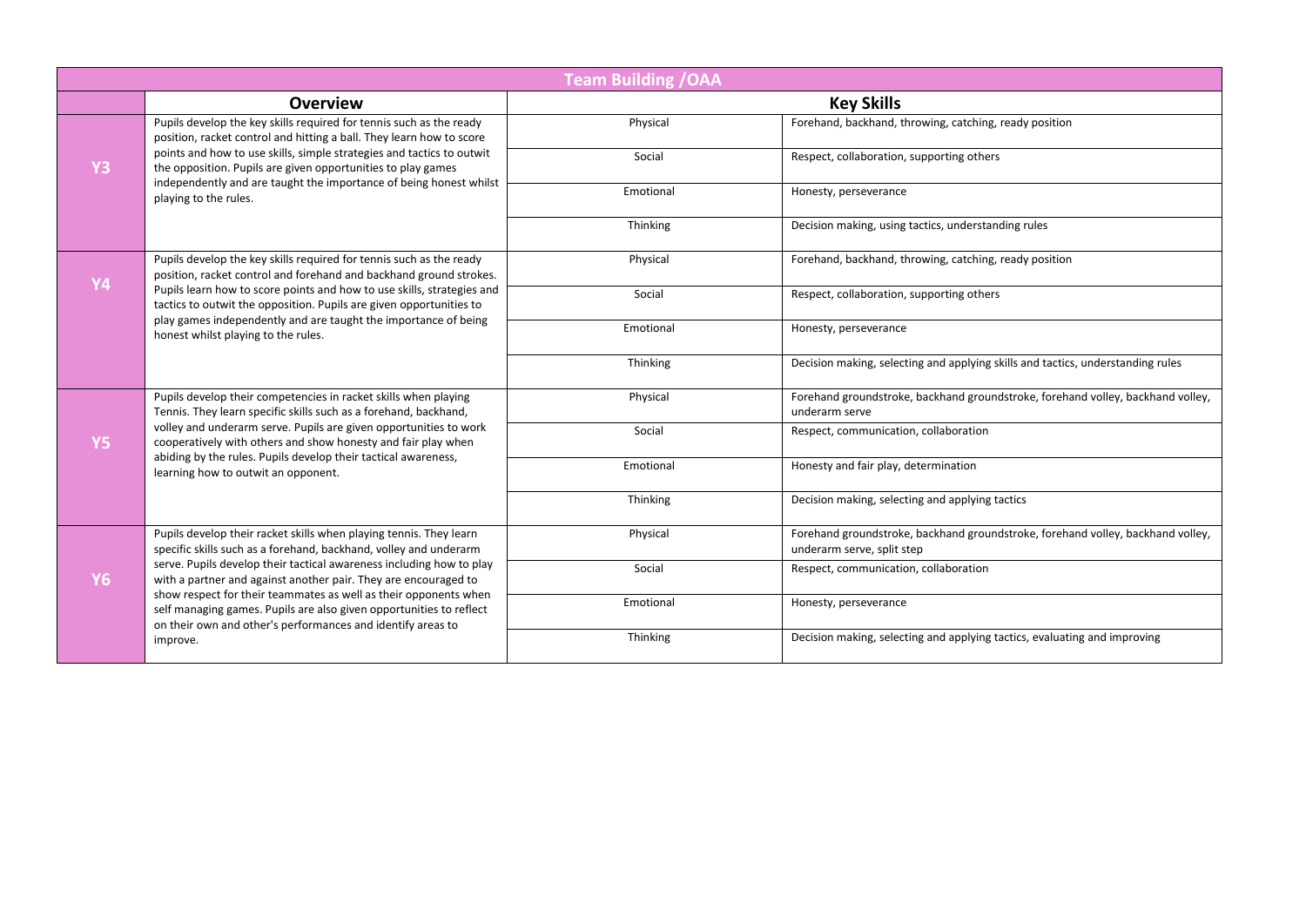| Team Building /OAA | | | |
|---|---|---|---|
| | **Overview** | **Key Skills** | |
| **Y3** | Pupils develop the key skills required for tennis such as the ready position, racket control and hitting a ball. They learn how to score points and how to use skills, simple strategies and tactics to outwit the opposition. Pupils are given opportunities to play games independently and are taught the importance of being honest whilst playing to the rules. | Physical | Forehand, backhand, throwing, catching, ready position |
| | | Social | Respect, collaboration, supporting others |
| | | Emotional | Honesty, perseverance |
| | | Thinking | Decision making, using tactics, understanding rules |
| **Y4** | Pupils develop the key skills required for tennis such as the ready position, racket control and forehand and backhand ground strokes. Pupils learn how to score points and how to use skills, strategies and tactics to outwit the opposition. Pupils are given opportunities to play games independently and are taught the importance of being honest whilst playing to the rules. | Physical | Forehand, backhand, throwing, catching, ready position |
| | | Social | Respect, collaboration, supporting others |
| | | Emotional | Honesty, perseverance |
| | | Thinking | Decision making, selecting and applying skills and tactics, understanding rules |
| **Y5** | Pupils develop their competencies in racket skills when playing Tennis. They learn specific skills such as a forehand, backhand, volley and underarm serve. Pupils are given opportunities to work cooperatively with others and show honesty and fair play when abiding by the rules. Pupils develop their tactical awareness, learning how to outwit an opponent. | Physical | Forehand groundstroke, backhand groundstroke, forehand volley, backhand volley, underarm serve |
| | | Social | Respect, communication, collaboration |
| | | Emotional | Honesty and fair play, determination |
| | | Thinking | Decision making, selecting and applying tactics |
| **Y6** | Pupils develop their racket skills when playing tennis. They learn specific skills such as a forehand, backhand, volley and underarm serve. Pupils develop their tactical awareness including how to play with a partner and against another pair. They are encouraged to show respect for their teammates as well as their opponents when self managing games. Pupils are also given opportunities to reflect on their own and other's performances and identify areas to improve. | Physical | Forehand groundstroke, backhand groundstroke, forehand volley, backhand volley, underarm serve, split step |
| | | Social | Respect, communication, collaboration |
| | | Emotional | Honesty, perseverance |
| | | Thinking | Decision making, selecting and applying tactics, evaluating and improving |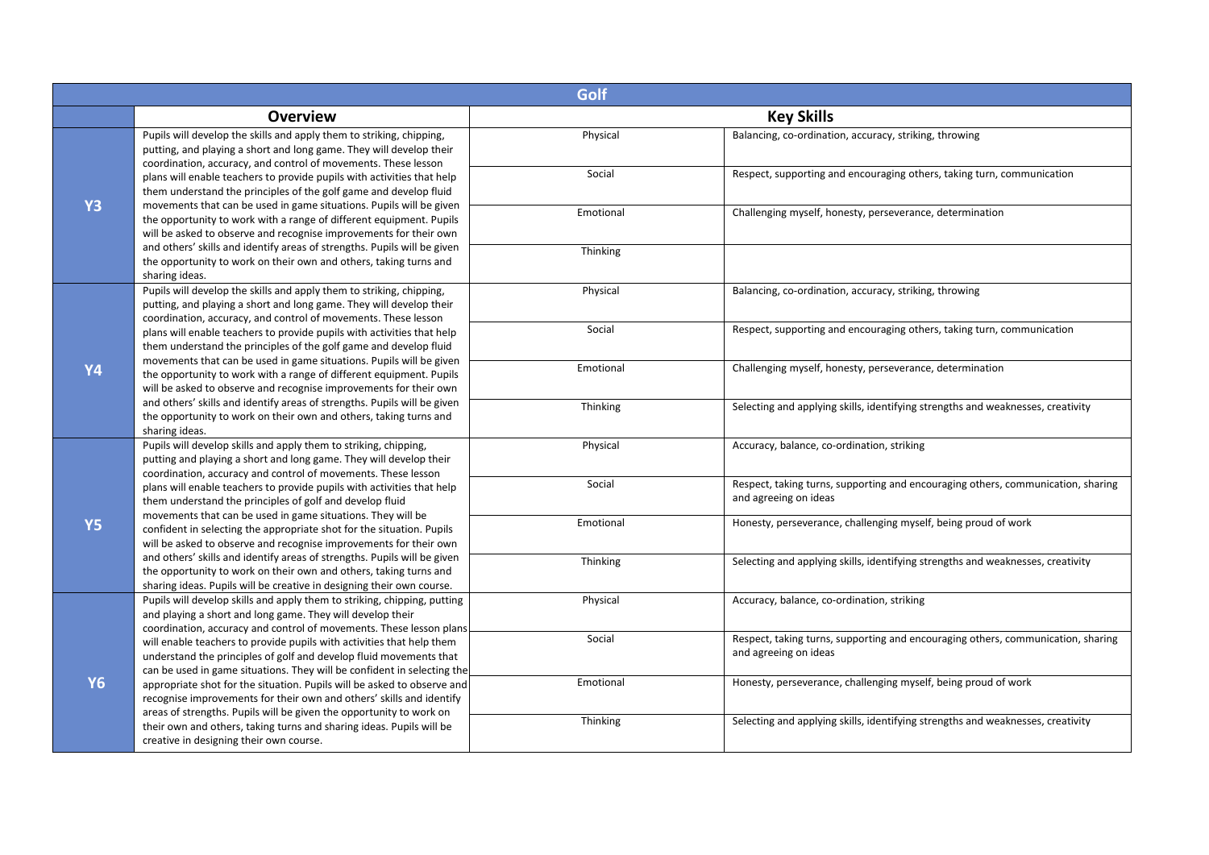| Golf | | | |
|---|---|---|---|
| | **Overview** | **Key Skills** | |
| **Y3** | Pupils will develop the skills and apply them to striking, chipping, putting, and playing a short and long game. They will develop their coordination, accuracy, and control of movements. These lesson plans will enable teachers to provide pupils with activities that help them understand the principles of the golf game and develop fluid movements that can be used in game situations. Pupils will be given the opportunity to work with a range of different equipment. Pupils will be asked to observe and recognise improvements for their own and others' skills and identify areas of strengths. Pupils will be given the opportunity to work on their own and others, taking turns and sharing ideas. | Physical | Balancing, co-ordination, accuracy, striking, throwing |
| | | Social | Respect, supporting and encouraging others, taking turn, communication |
| | | Emotional | Challenging myself, honesty, perseverance, determination |
| | | Thinking | |
| **Y4** | Pupils will develop the skills and apply them to striking, chipping, putting, and playing a short and long game. They will develop their coordination, accuracy, and control of movements. These lesson plans will enable teachers to provide pupils with activities that help them understand the principles of the golf game and develop fluid movements that can be used in game situations. Pupils will be given the opportunity to work with a range of different equipment. Pupils will be asked to observe and recognise improvements for their own and others' skills and identify areas of strengths. Pupils will be given the opportunity to work on their own and others, taking turns and sharing ideas. | Physical | Balancing, co-ordination, accuracy, striking, throwing |
| | | Social | Respect, supporting and encouraging others, taking turn, communication |
| | | Emotional | Challenging myself, honesty, perseverance, determination |
| | | Thinking | Selecting and applying skills, identifying strengths and weaknesses, creativity |
| **Y5** | Pupils will develop skills and apply them to striking, chipping, putting and playing a short and long game. They will develop their coordination, accuracy and control of movements. These lesson plans will enable teachers to provide pupils with activities that help them understand the principles of golf and develop fluid movements that can be used in game situations. They will be confident in selecting the appropriate shot for the situation. Pupils will be asked to observe and recognise improvements for their own and others' skills and identify areas of strengths. Pupils will be given the opportunity to work on their own and others, taking turns and sharing ideas. Pupils will be creative in designing their own course. | Physical | Accuracy, balance, co-ordination, striking |
| | | Social | Respect, taking turns, supporting and encouraging others, communication, sharing and agreeing on ideas |
| | | Emotional | Honesty, perseverance, challenging myself, being proud of work |
| | | Thinking | Selecting and applying skills, identifying strengths and weaknesses, creativity |
| **Y6** | Pupils will develop skills and apply them to striking, chipping, putting and playing a short and long game. They will develop their coordination, accuracy and control of movements. These lesson plans will enable teachers to provide pupils with activities that help them understand the principles of golf and develop fluid movements that can be used in game situations. They will be confident in selecting the appropriate shot for the situation. Pupils will be asked to observe and recognise improvements for their own and others' skills and identify areas of strengths. Pupils will be given the opportunity to work on their own and others, taking turns and sharing ideas. Pupils will be creative in designing their own course. | Physical | Accuracy, balance, co-ordination, striking |
| | | Social | Respect, taking turns, supporting and encouraging others, communication, sharing and agreeing on ideas |
| | | Emotional | Honesty, perseverance, challenging myself, being proud of work |
| | | Thinking | Selecting and applying skills, identifying strengths and weaknesses, creativity |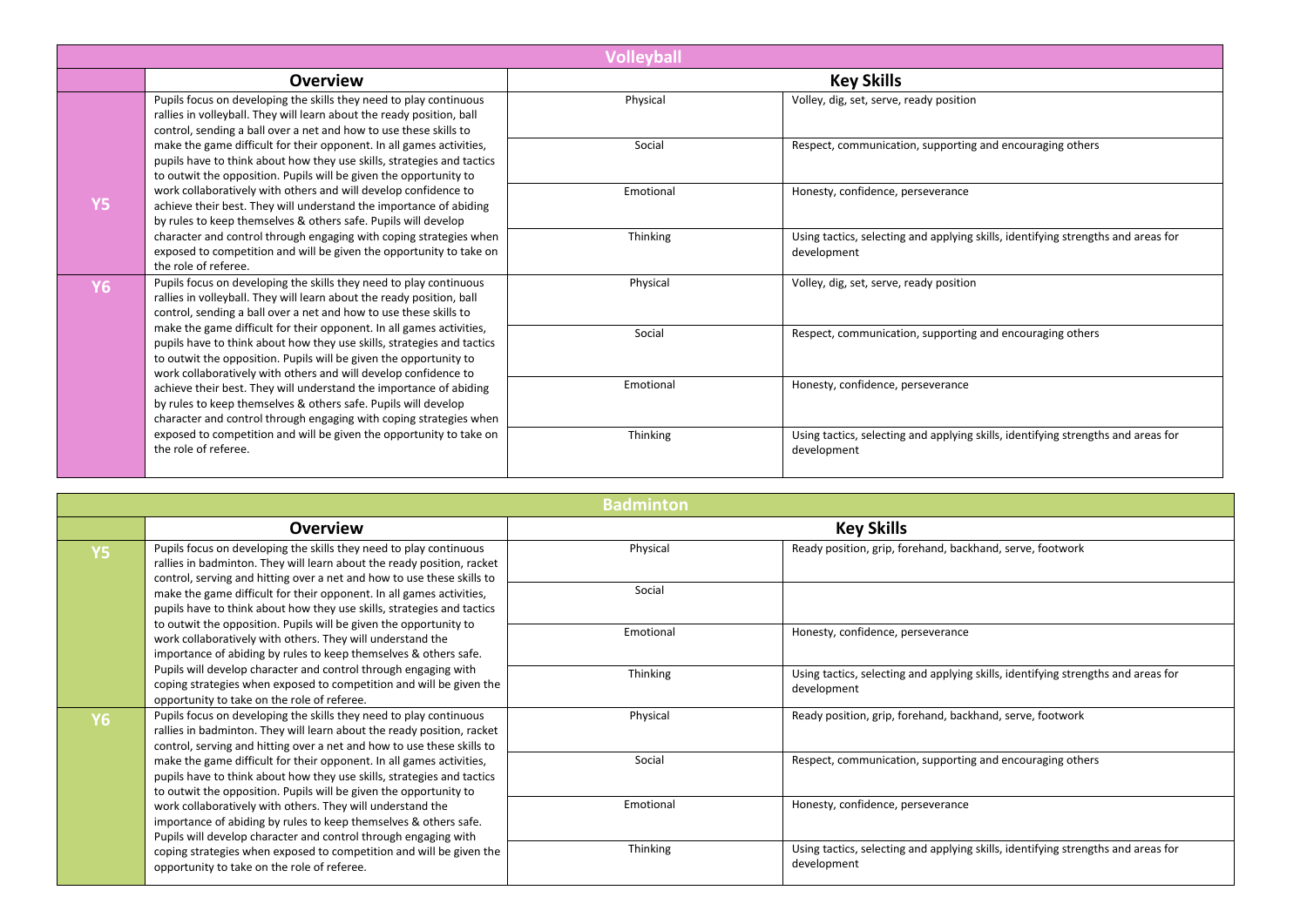## Volleyball

| | Overview | Key Skills | |
|---|---|---|---|
| Y5 | Pupils focus on developing the skills they need to play continuous rallies in volleyball. They will learn about the ready position, ball control, sending a ball over a net and how to use these skills to make the game difficult for their opponent. In all games activities, pupils have to think about how they use skills, strategies and tactics to outwit the opposition. Pupils will be given the opportunity to work collaboratively with others and will develop confidence to achieve their best. They will understand the importance of abiding by rules to keep themselves & others safe. Pupils will develop character and control through engaging with coping strategies when exposed to competition and will be given the opportunity to take on the role of referee. | Physical | Volley, dig, set, serve, ready position |
| | | Social | Respect, communication, supporting and encouraging others |
| | | Emotional | Honesty, confidence, perseverance |
| | | Thinking | Using tactics, selecting and applying skills, identifying strengths and areas for development |
| Y6 | Pupils focus on developing the skills they need to play continuous rallies in volleyball. They will learn about the ready position, ball control, sending a ball over a net and how to use these skills to make the game difficult for their opponent. In all games activities, pupils have to think about how they use skills, strategies and tactics to outwit the opposition. Pupils will be given the opportunity to work collaboratively with others and will develop confidence to achieve their best. They will understand the importance of abiding by rules to keep themselves & others safe. Pupils will develop character and control through engaging with coping strategies when exposed to competition and will be given the opportunity to take on the role of referee. | Physical | Volley, dig, set, serve, ready position |
| | | Social | Respect, communication, supporting and encouraging others |
| | | Emotional | Honesty, confidence, perseverance |
| | | Thinking | Using tactics, selecting and applying skills, identifying strengths and areas for development |

## Badminton

| | Overview | Key Skills | |
|---|---|---|---|
| Y5 | Pupils focus on developing the skills they need to play continuous rallies in badminton. They will learn about the ready position, racket control, serving and hitting over a net and how to use these skills to make the game difficult for their opponent. In all games activities, pupils have to think about how they use skills, strategies and tactics to outwit the opposition. Pupils will be given the opportunity to work collaboratively with others. They will understand the importance of abiding by rules to keep themselves & others safe. Pupils will develop character and control through engaging with coping strategies when exposed to competition and will be given the opportunity to take on the role of referee. | Physical | Ready position, grip, forehand, backhand, serve, footwork |
| | | Social | |
| | | Emotional | Honesty, confidence, perseverance |
| | | Thinking | Using tactics, selecting and applying skills, identifying strengths and areas for development |
| Y6 | Pupils focus on developing the skills they need to play continuous rallies in badminton. They will learn about the ready position, racket control, serving and hitting over a net and how to use these skills to make the game difficult for their opponent. In all games activities, pupils have to think about how they use skills, strategies and tactics to outwit the opposition. Pupils will be given the opportunity to work collaboratively with others. They will understand the importance of abiding by rules to keep themselves & others safe. Pupils will develop character and control through engaging with coping strategies when exposed to competition and will be given the opportunity to take on the role of referee. | Physical | Ready position, grip, forehand, backhand, serve, footwork |
| | | Social | Respect, communication, supporting and encouraging others |
| | | Emotional | Honesty, confidence, perseverance |
| | | Thinking | Using tactics, selecting and applying skills, identifying strengths and areas for development |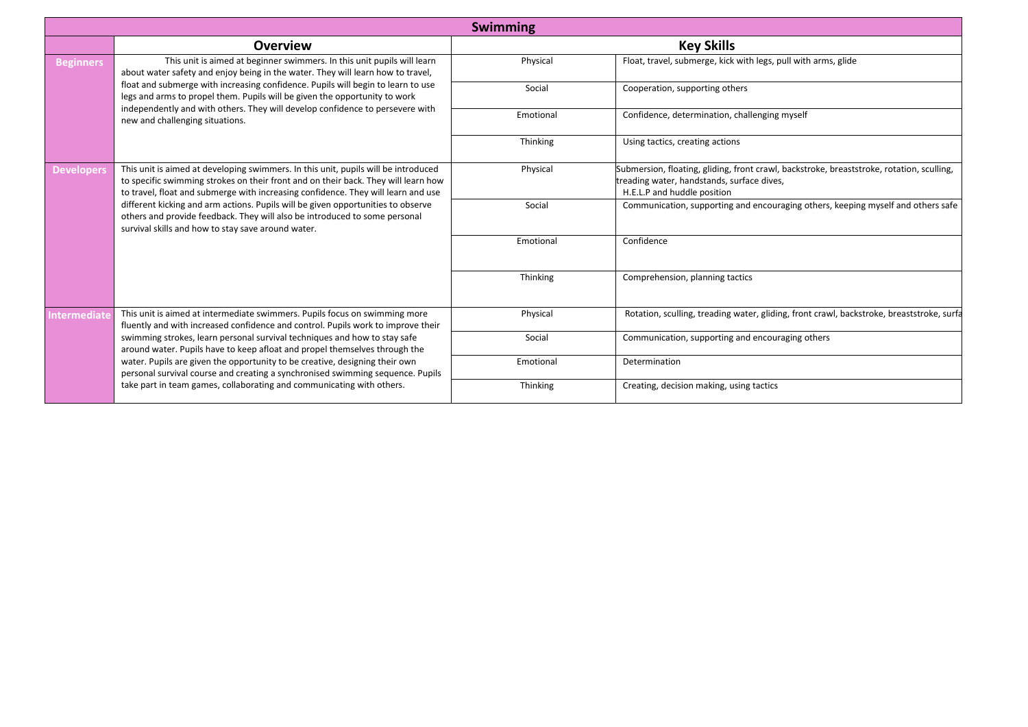| Swimming | | | |
|---|---|---|---|
| | **Overview** | **Key Skills** | |
| **Beginners** | This unit is aimed at beginner swimmers. In this unit pupils will learn about water safety and enjoy being in the water. They will learn how to travel, float and submerge with increasing confidence. Pupils will begin to learn to use legs and arms to propel them. Pupils will be given the opportunity to work independently and with others. They will develop confidence to persevere with new and challenging situations. | Physical | Float, travel, submerge, kick with legs, pull with arms, glide |
| | | Social | Cooperation, supporting others |
| | | Emotional | Confidence, determination, challenging myself |
| | | Thinking | Using tactics, creating actions |
| **Developers** | This unit is aimed at developing swimmers. In this unit, pupils will be introduced to specific swimming strokes on their front and on their back. They will learn how to travel, float and submerge with increasing confidence. They will learn and use different kicking and arm actions. Pupils will be given opportunities to observe others and provide feedback. They will also be introduced to some personal survival skills and how to stay save around water. | Physical | Submersion, floating, gliding, front crawl, backstroke, breaststroke, rotation, sculling, treading water, handstands, surface dives, H.E.L.P and huddle position |
| | | Social | Communication, supporting and encouraging others, keeping myself and others safe |
| | | Emotional | Confidence |
| | | Thinking | Comprehension, planning tactics |
| **Intermediate** | This unit is aimed at intermediate swimmers. Pupils focus on swimming more fluently and with increased confidence and control. Pupils work to improve their swimming strokes, learn personal survival techniques and how to stay safe around water. Pupils have to keep afloat and propel themselves through the water. Pupils are given the opportunity to be creative, designing their own personal survival course and creating a synchronised swimming sequence. Pupils take part in team games, collaborating and communicating with others. | Physical | Rotation, sculling, treading water, gliding, front crawl, backstroke, breaststroke, surfa |
| | | Social | Communication, supporting and encouraging others |
| | | Emotional | Determination |
| | | Thinking | Creating, decision making, using tactics |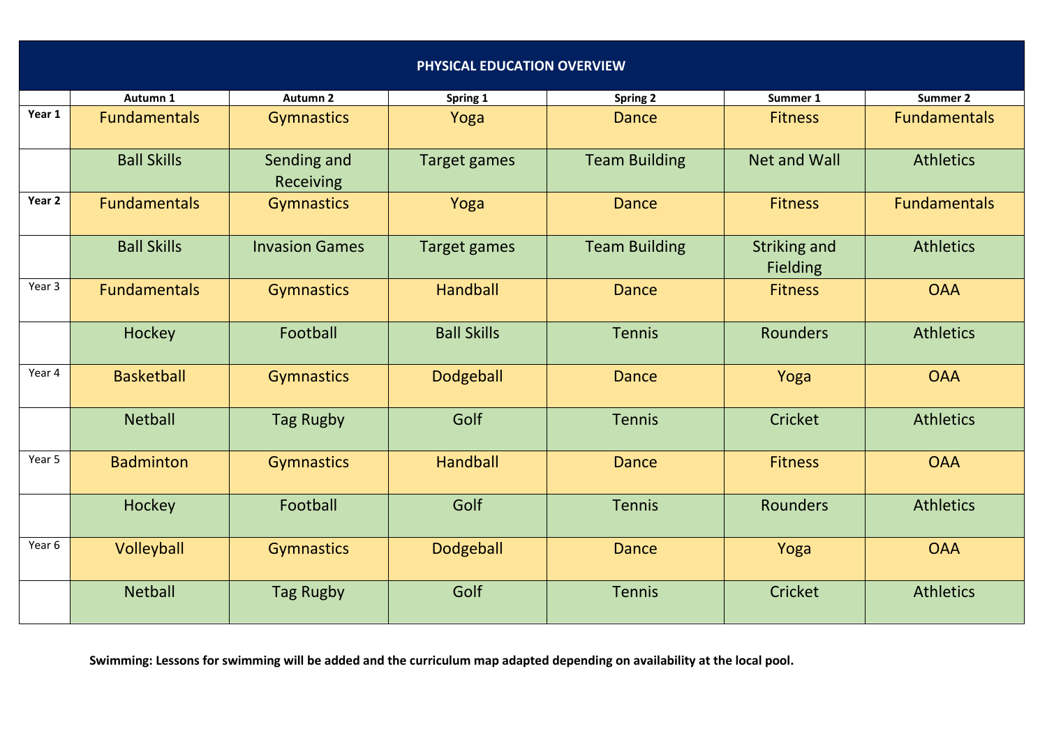# PHYSICAL EDUCATION OVERVIEW

| | Autumn 1 | Autumn 2 | Spring 1 | Spring 2 | Summer 1 | Summer 2 |
|---|---|---|---|---|---|---|
| **Year 1** | Fundamentals | Gymnastics | Yoga | Dance | Fitness | Fundamentals |
| | Ball Skills | Sending and Receiving | Target games | Team Building | Net and Wall | Athletics |
| **Year 2** | Fundamentals | Gymnastics | Yoga | Dance | Fitness | Fundamentals |
| | Ball Skills | Invasion Games | Target games | Team Building | Striking and Fielding | Athletics |
| Year 3 | Fundamentals | Gymnastics | Handball | Dance | Fitness | OAA |
| | Hockey | Football | Ball Skills | Tennis | Rounders | Athletics |
| Year 4 | Basketball | Gymnastics | Dodgeball | Dance | Yoga | OAA |
| | Netball | Tag Rugby | Golf | Tennis | Cricket | Athletics |
| Year 5 | Badminton | Gymnastics | Handball | Dance | Fitness | OAA |
| | Hockey | Football | Golf | Tennis | Rounders | Athletics |
| Year 6 | Volleyball | Gymnastics | Dodgeball | Dance | Yoga | OAA |
| | Netball | Tag Rugby | Golf | Tennis | Cricket | Athletics |

**Swimming: Lessons for swimming will be added and the curriculum map adapted depending on availability at the local pool.**